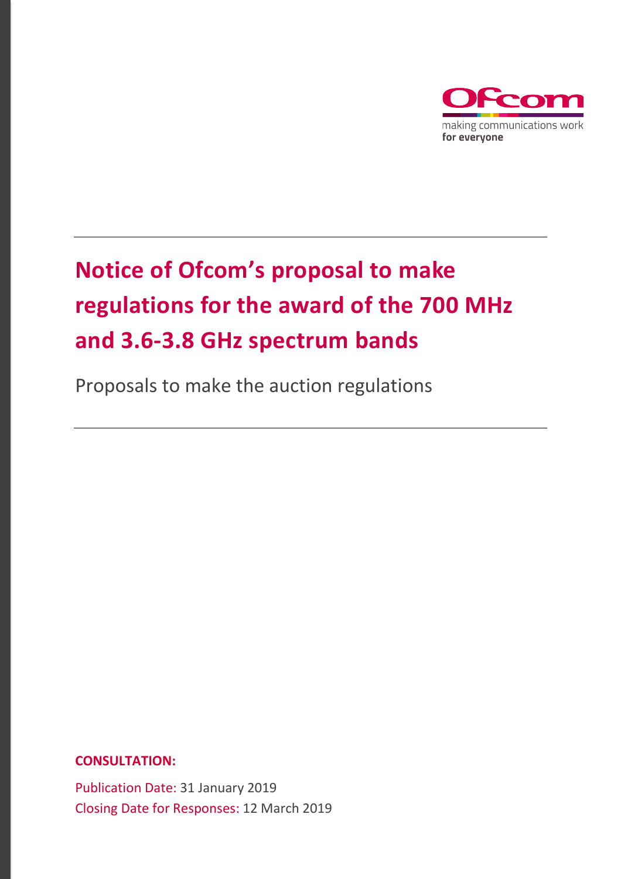Ofcom

making communications work **for everyone**

# Notice of Ofcom's proposal to make regulations for the award of the 700 MHz and 3.6-3.8 GHz spectrum bands

Proposals to make the auction regulations

**CONSULTATION:**

Publication Date: 31 January 2019

Closing Date for Responses: 12 March 2019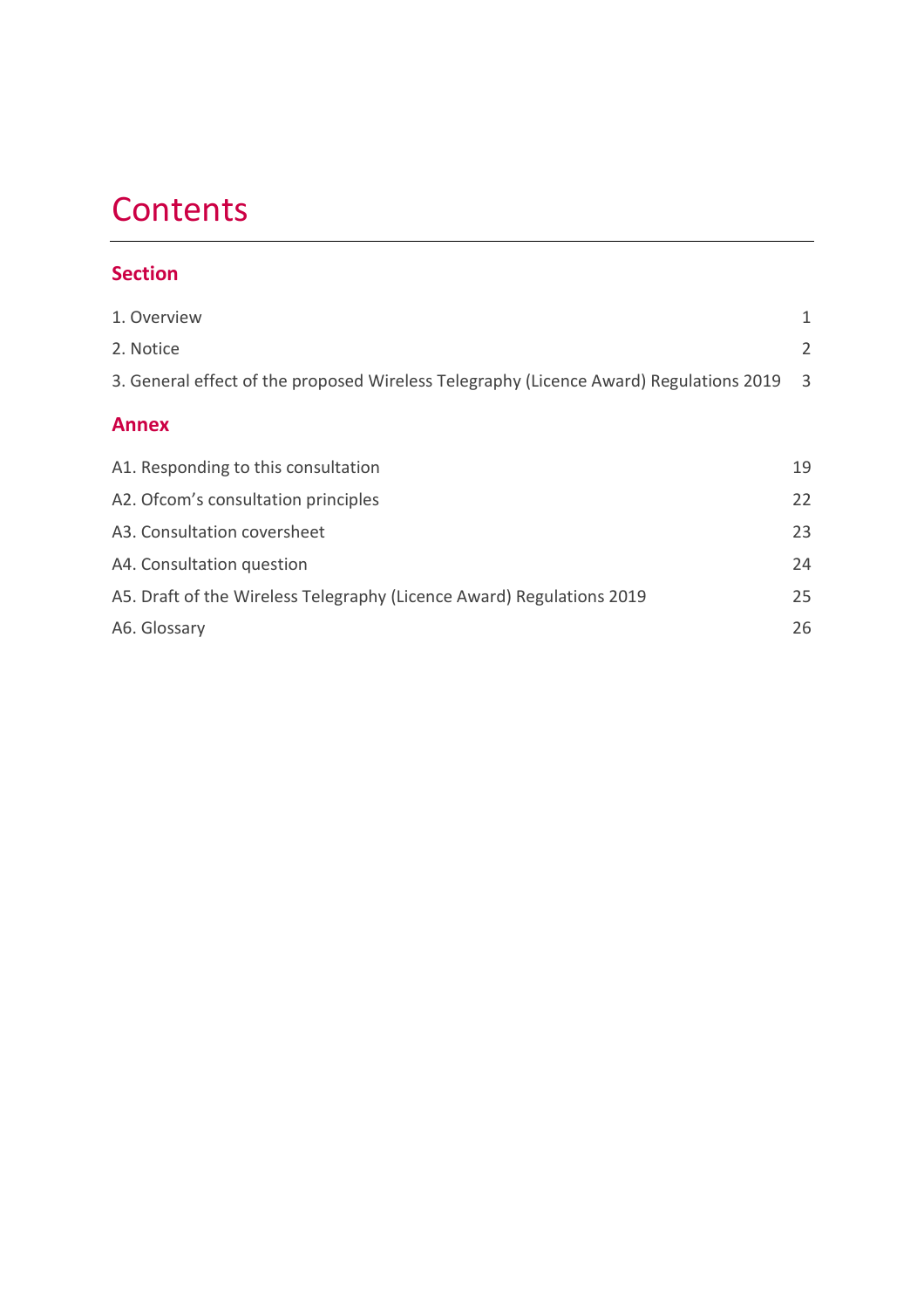# Contents

## Section

| | |
|---|---|
| 1. Overview | 1 |
| 2. Notice | 2 |
| 3. General effect of the proposed Wireless Telegraphy (Licence Award) Regulations 2019 | 3 |

## Annex

| | |
|---|---|
| A1. Responding to this consultation | 19 |
| A2. Ofcom's consultation principles | 22 |
| A3. Consultation coversheet | 23 |
| A4. Consultation question | 24 |
| A5. Draft of the Wireless Telegraphy (Licence Award) Regulations 2019 | 25 |
| A6. Glossary | 26 |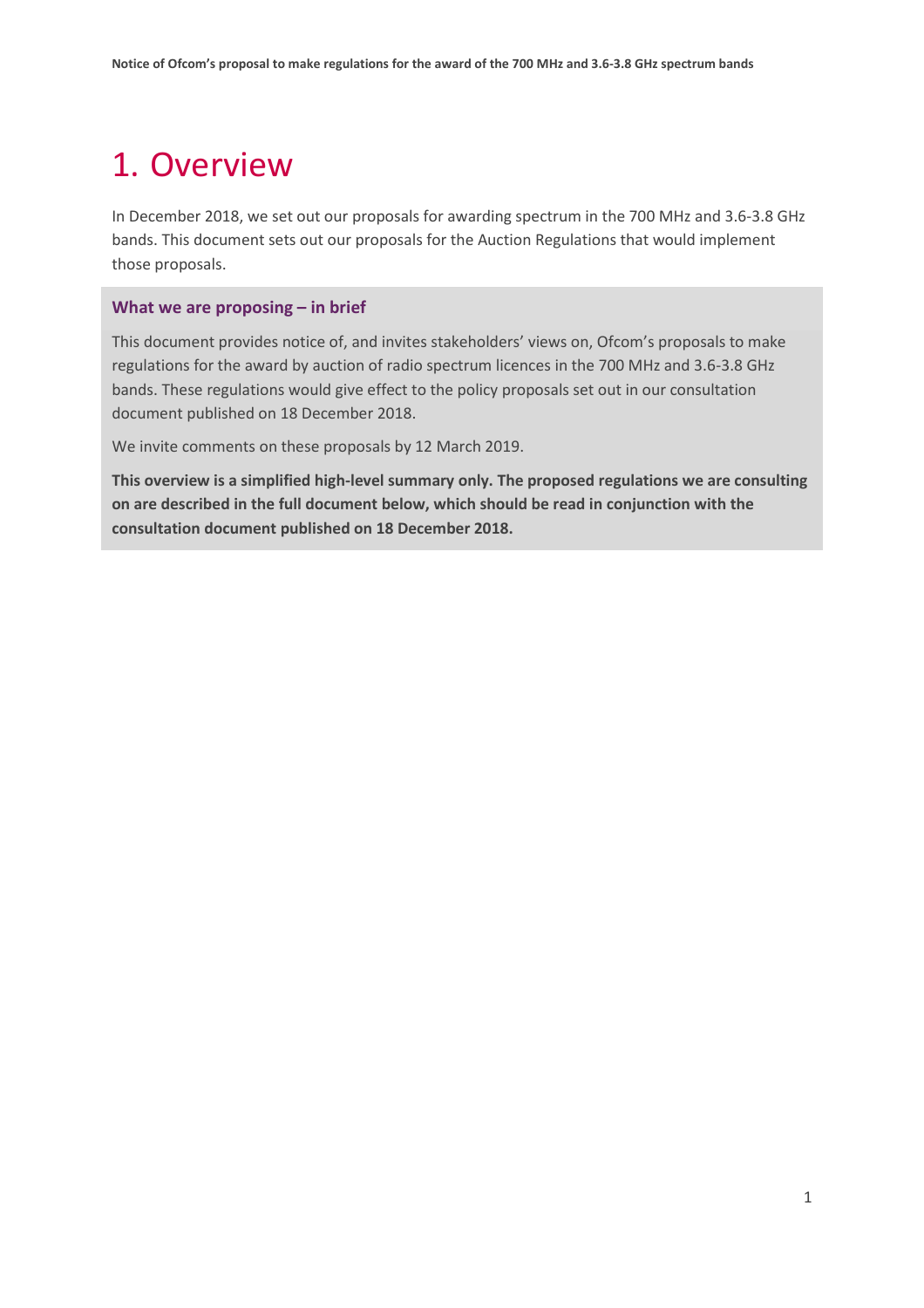# 1. Overview

In December 2018, we set out our proposals for awarding spectrum in the 700 MHz and 3.6-3.8 GHz bands. This document sets out our proposals for the Auction Regulations that would implement those proposals.

### What we are proposing – in brief

This document provides notice of, and invites stakeholders' views on, Ofcom's proposals to make regulations for the award by auction of radio spectrum licences in the 700 MHz and 3.6-3.8 GHz bands. These regulations would give effect to the policy proposals set out in our consultation document published on 18 December 2018.

We invite comments on these proposals by 12 March 2019.

**This overview is a simplified high-level summary only. The proposed regulations we are consulting on are described in the full document below, which should be read in conjunction with the consultation document published on 18 December 2018.**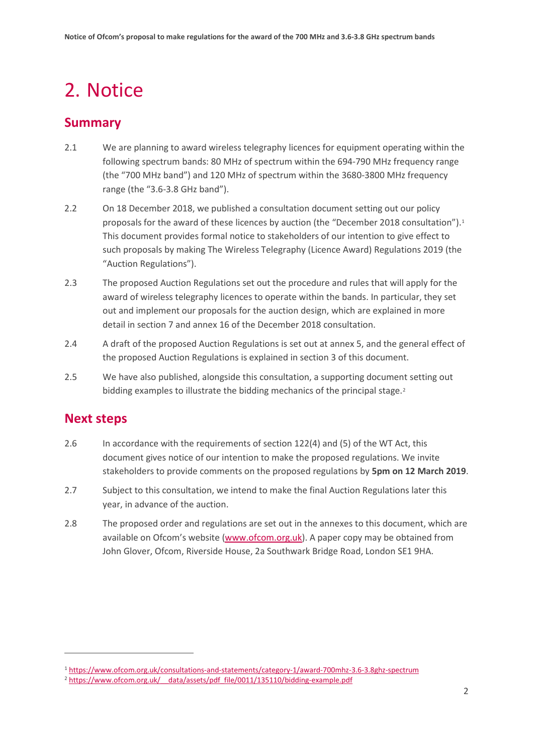# 2. Notice

## Summary

2.1 We are planning to award wireless telegraphy licences for equipment operating within the following spectrum bands: 80 MHz of spectrum within the 694-790 MHz frequency range (the "700 MHz band") and 120 MHz of spectrum within the 3680-3800 MHz frequency range (the "3.6-3.8 GHz band").

2.2 On 18 December 2018, we published a consultation document setting out our policy proposals for the award of these licences by auction (the "December 2018 consultation").[1] This document provides formal notice to stakeholders of our intention to give effect to such proposals by making The Wireless Telegraphy (Licence Award) Regulations 2019 (the "Auction Regulations").

2.3 The proposed Auction Regulations set out the procedure and rules that will apply for the award of wireless telegraphy licences to operate within the bands. In particular, they set out and implement our proposals for the auction design, which are explained in more detail in section 7 and annex 16 of the December 2018 consultation.

2.4 A draft of the proposed Auction Regulations is set out at annex 5, and the general effect of the proposed Auction Regulations is explained in section 3 of this document.

2.5 We have also published, alongside this consultation, a supporting document setting out bidding examples to illustrate the bidding mechanics of the principal stage.[2]

## Next steps

2.6 In accordance with the requirements of section 122(4) and (5) of the WT Act, this document gives notice of our intention to make the proposed regulations. We invite stakeholders to provide comments on the proposed regulations by **5pm on 12 March 2019**.

2.7 Subject to this consultation, we intend to make the final Auction Regulations later this year, in advance of the auction.

2.8 The proposed order and regulations are set out in the annexes to this document, which are available on Ofcom's website (www.ofcom.org.uk). A paper copy may be obtained from John Glover, Ofcom, Riverside House, 2a Southwark Bridge Road, London SE1 9HA.

---

[1] https://www.ofcom.org.uk/consultations-and-statements/category-1/award-700mhz-3.6-3.8ghz-spectrum

[2] https://www.ofcom.org.uk/__data/assets/pdf_file/0011/135110/bidding-example.pdf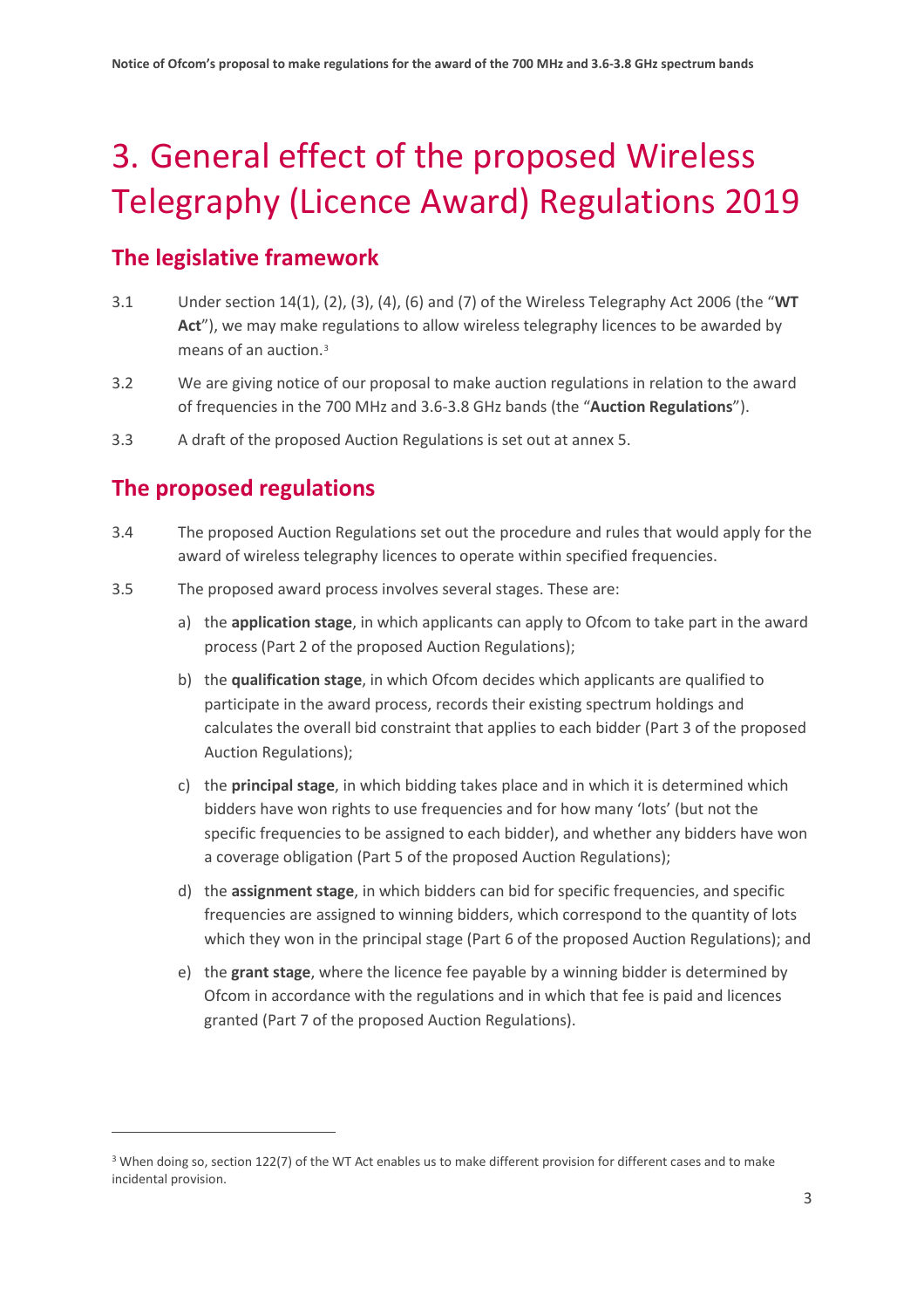# 3. General effect of the proposed Wireless Telegraphy (Licence Award) Regulations 2019

## The legislative framework

3.1 Under section 14(1), (2), (3), (4), (6) and (7) of the Wireless Telegraphy Act 2006 (the "**WT Act**"), we may make regulations to allow wireless telegraphy licences to be awarded by means of an auction.[3]

3.2 We are giving notice of our proposal to make auction regulations in relation to the award of frequencies in the 700 MHz and 3.6-3.8 GHz bands (the "**Auction Regulations**").

3.3 A draft of the proposed Auction Regulations is set out at annex 5.

## The proposed regulations

3.4 The proposed Auction Regulations set out the procedure and rules that would apply for the award of wireless telegraphy licences to operate within specified frequencies.

3.5 The proposed award process involves several stages. These are:

a) the **application stage**, in which applicants can apply to Ofcom to take part in the award process (Part 2 of the proposed Auction Regulations);

b) the **qualification stage**, in which Ofcom decides which applicants are qualified to participate in the award process, records their existing spectrum holdings and calculates the overall bid constraint that applies to each bidder (Part 3 of the proposed Auction Regulations);

c) the **principal stage**, in which bidding takes place and in which it is determined which bidders have won rights to use frequencies and for how many 'lots' (but not the specific frequencies to be assigned to each bidder), and whether any bidders have won a coverage obligation (Part 5 of the proposed Auction Regulations);

d) the **assignment stage**, in which bidders can bid for specific frequencies, and specific frequencies are assigned to winning bidders, which correspond to the quantity of lots which they won in the principal stage (Part 6 of the proposed Auction Regulations); and

e) the **grant stage**, where the licence fee payable by a winning bidder is determined by Ofcom in accordance with the regulations and in which that fee is paid and licences granted (Part 7 of the proposed Auction Regulations).

---

[3] When doing so, section 122(7) of the WT Act enables us to make different provision for different cases and to make incidental provision.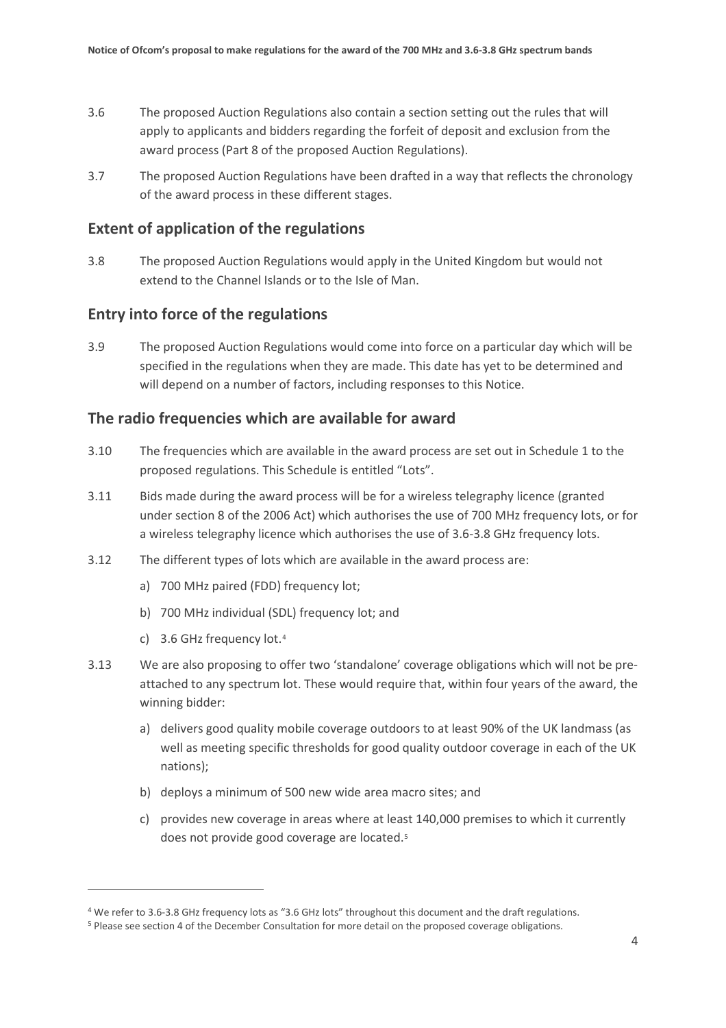3.6 The proposed Auction Regulations also contain a section setting out the rules that will apply to applicants and bidders regarding the forfeit of deposit and exclusion from the award process (Part 8 of the proposed Auction Regulations).

3.7 The proposed Auction Regulations have been drafted in a way that reflects the chronology of the award process in these different stages.

## Extent of application of the regulations

3.8 The proposed Auction Regulations would apply in the United Kingdom but would not extend to the Channel Islands or to the Isle of Man.

## Entry into force of the regulations

3.9 The proposed Auction Regulations would come into force on a particular day which will be specified in the regulations when they are made. This date has yet to be determined and will depend on a number of factors, including responses to this Notice.

## The radio frequencies which are available for award

3.10 The frequencies which are available in the award process are set out in Schedule 1 to the proposed regulations. This Schedule is entitled "Lots".

3.11 Bids made during the award process will be for a wireless telegraphy licence (granted under section 8 of the 2006 Act) which authorises the use of 700 MHz frequency lots, or for a wireless telegraphy licence which authorises the use of 3.6-3.8 GHz frequency lots.

3.12 The different types of lots which are available in the award process are:

a) 700 MHz paired (FDD) frequency lot;

b) 700 MHz individual (SDL) frequency lot; and

c) 3.6 GHz frequency lot.[4]

3.13 We are also proposing to offer two 'standalone' coverage obligations which will not be pre-attached to any spectrum lot. These would require that, within four years of the award, the winning bidder:

a) delivers good quality mobile coverage outdoors to at least 90% of the UK landmass (as well as meeting specific thresholds for good quality outdoor coverage in each of the UK nations);

b) deploys a minimum of 500 new wide area macro sites; and

c) provides new coverage in areas where at least 140,000 premises to which it currently does not provide good coverage are located.[5]

---

[4] We refer to 3.6-3.8 GHz frequency lots as "3.6 GHz lots" throughout this document and the draft regulations.

[5] Please see section 4 of the December Consultation for more detail on the proposed coverage obligations.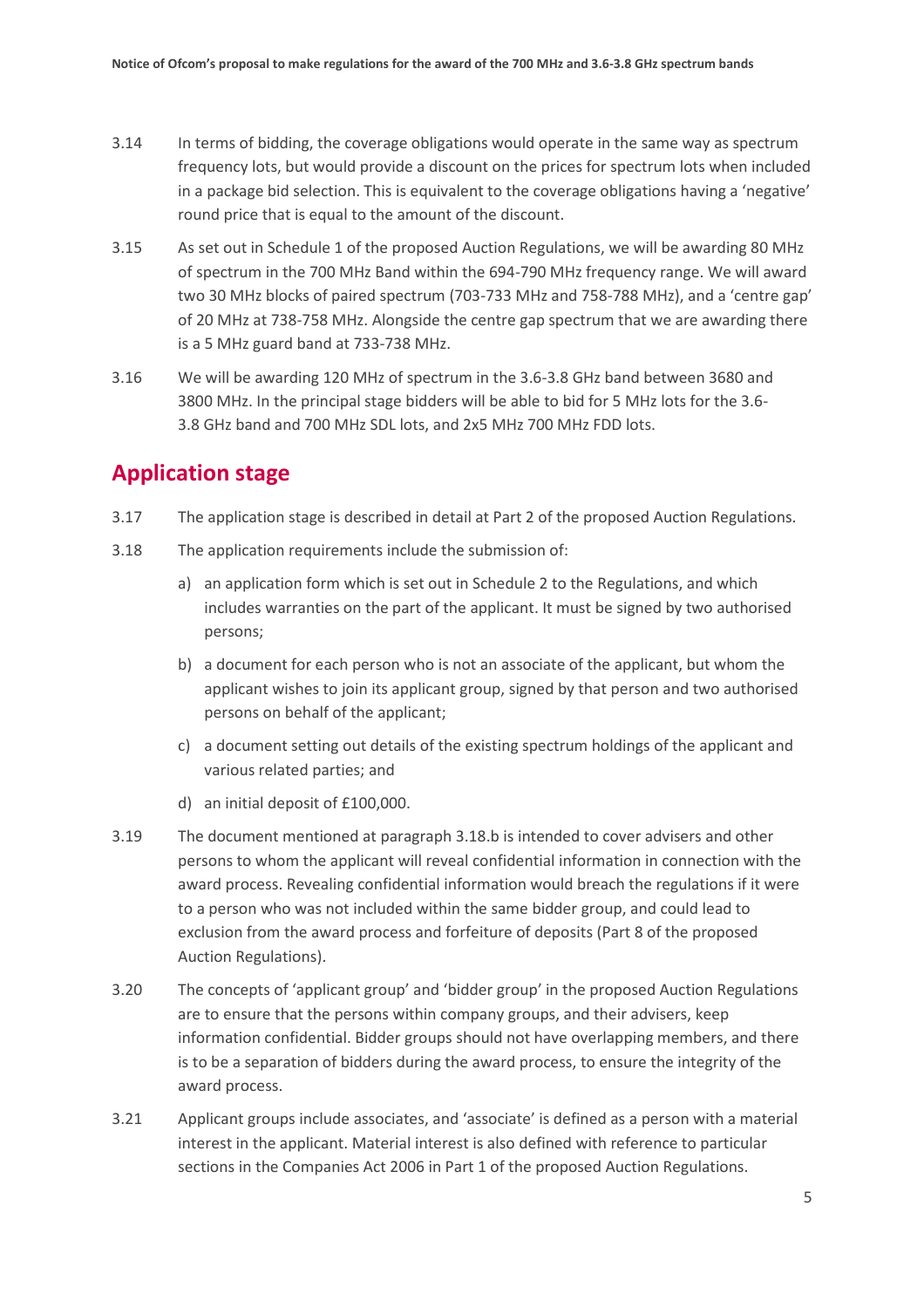3.14 In terms of bidding, the coverage obligations would operate in the same way as spectrum frequency lots, but would provide a discount on the prices for spectrum lots when included in a package bid selection. This is equivalent to the coverage obligations having a 'negative' round price that is equal to the amount of the discount.

3.15 As set out in Schedule 1 of the proposed Auction Regulations, we will be awarding 80 MHz of spectrum in the 700 MHz Band within the 694-790 MHz frequency range. We will award two 30 MHz blocks of paired spectrum (703-733 MHz and 758-788 MHz), and a 'centre gap' of 20 MHz at 738-758 MHz. Alongside the centre gap spectrum that we are awarding there is a 5 MHz guard band at 733-738 MHz.

3.16 We will be awarding 120 MHz of spectrum in the 3.6-3.8 GHz band between 3680 and 3800 MHz. In the principal stage bidders will be able to bid for 5 MHz lots for the 3.6-3.8 GHz band and 700 MHz SDL lots, and 2x5 MHz 700 MHz FDD lots.

## Application stage

3.17 The application stage is described in detail at Part 2 of the proposed Auction Regulations.

3.18 The application requirements include the submission of:

a) an application form which is set out in Schedule 2 to the Regulations, and which includes warranties on the part of the applicant. It must be signed by two authorised persons;

b) a document for each person who is not an associate of the applicant, but whom the applicant wishes to join its applicant group, signed by that person and two authorised persons on behalf of the applicant;

c) a document setting out details of the existing spectrum holdings of the applicant and various related parties; and

d) an initial deposit of £100,000.

3.19 The document mentioned at paragraph 3.18.b is intended to cover advisers and other persons to whom the applicant will reveal confidential information in connection with the award process. Revealing confidential information would breach the regulations if it were to a person who was not included within the same bidder group, and could lead to exclusion from the award process and forfeiture of deposits (Part 8 of the proposed Auction Regulations).

3.20 The concepts of 'applicant group' and 'bidder group' in the proposed Auction Regulations are to ensure that the persons within company groups, and their advisers, keep information confidential. Bidder groups should not have overlapping members, and there is to be a separation of bidders during the award process, to ensure the integrity of the award process.

3.21 Applicant groups include associates, and 'associate' is defined as a person with a material interest in the applicant. Material interest is also defined with reference to particular sections in the Companies Act 2006 in Part 1 of the proposed Auction Regulations.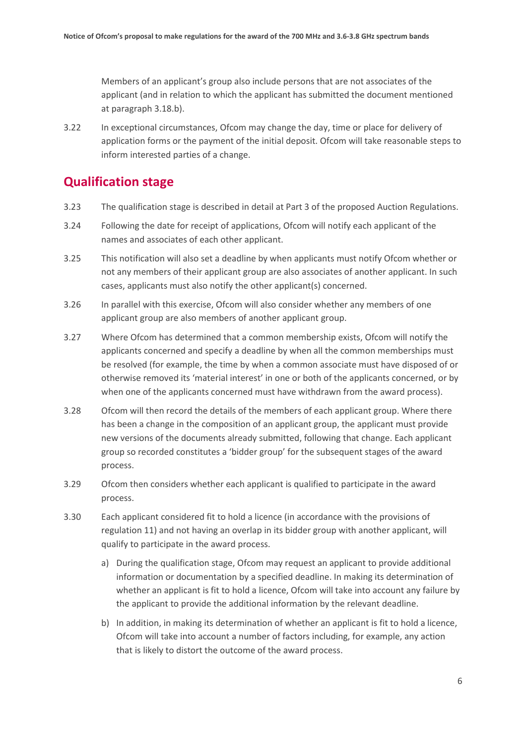Members of an applicant's group also include persons that are not associates of the applicant (and in relation to which the applicant has submitted the document mentioned at paragraph 3.18.b).

3.22 In exceptional circumstances, Ofcom may change the day, time or place for delivery of application forms or the payment of the initial deposit. Ofcom will take reasonable steps to inform interested parties of a change.

## Qualification stage

3.23 The qualification stage is described in detail at Part 3 of the proposed Auction Regulations.

3.24 Following the date for receipt of applications, Ofcom will notify each applicant of the names and associates of each other applicant.

3.25 This notification will also set a deadline by when applicants must notify Ofcom whether or not any members of their applicant group are also associates of another applicant. In such cases, applicants must also notify the other applicant(s) concerned.

3.26 In parallel with this exercise, Ofcom will also consider whether any members of one applicant group are also members of another applicant group.

3.27 Where Ofcom has determined that a common membership exists, Ofcom will notify the applicants concerned and specify a deadline by when all the common memberships must be resolved (for example, the time by when a common associate must have disposed of or otherwise removed its 'material interest' in one or both of the applicants concerned, or by when one of the applicants concerned must have withdrawn from the award process).

3.28 Ofcom will then record the details of the members of each applicant group. Where there has been a change in the composition of an applicant group, the applicant must provide new versions of the documents already submitted, following that change. Each applicant group so recorded constitutes a 'bidder group' for the subsequent stages of the award process.

3.29 Ofcom then considers whether each applicant is qualified to participate in the award process.

3.30 Each applicant considered fit to hold a licence (in accordance with the provisions of regulation 11) and not having an overlap in its bidder group with another applicant, will qualify to participate in the award process.

a) During the qualification stage, Ofcom may request an applicant to provide additional information or documentation by a specified deadline. In making its determination of whether an applicant is fit to hold a licence, Ofcom will take into account any failure by the applicant to provide the additional information by the relevant deadline.

b) In addition, in making its determination of whether an applicant is fit to hold a licence, Ofcom will take into account a number of factors including, for example, any action that is likely to distort the outcome of the award process.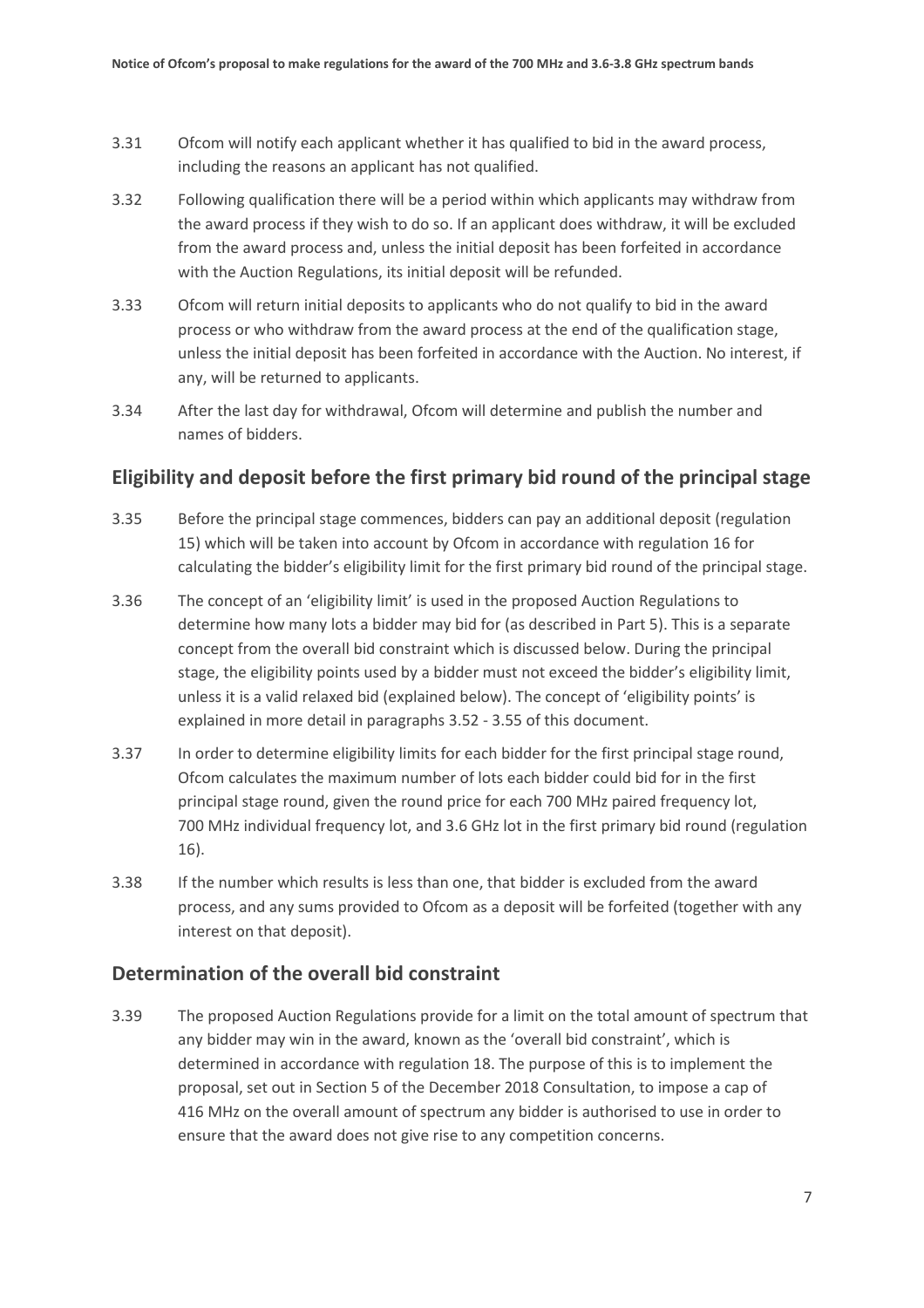3.31 Ofcom will notify each applicant whether it has qualified to bid in the award process, including the reasons an applicant has not qualified.

3.32 Following qualification there will be a period within which applicants may withdraw from the award process if they wish to do so. If an applicant does withdraw, it will be excluded from the award process and, unless the initial deposit has been forfeited in accordance with the Auction Regulations, its initial deposit will be refunded.

3.33 Ofcom will return initial deposits to applicants who do not qualify to bid in the award process or who withdraw from the award process at the end of the qualification stage, unless the initial deposit has been forfeited in accordance with the Auction. No interest, if any, will be returned to applicants.

3.34 After the last day for withdrawal, Ofcom will determine and publish the number and names of bidders.

## Eligibility and deposit before the first primary bid round of the principal stage

3.35 Before the principal stage commences, bidders can pay an additional deposit (regulation 15) which will be taken into account by Ofcom in accordance with regulation 16 for calculating the bidder's eligibility limit for the first primary bid round of the principal stage.

3.36 The concept of an 'eligibility limit' is used in the proposed Auction Regulations to determine how many lots a bidder may bid for (as described in Part 5). This is a separate concept from the overall bid constraint which is discussed below. During the principal stage, the eligibility points used by a bidder must not exceed the bidder's eligibility limit, unless it is a valid relaxed bid (explained below). The concept of 'eligibility points' is explained in more detail in paragraphs 3.52 - 3.55 of this document.

3.37 In order to determine eligibility limits for each bidder for the first principal stage round, Ofcom calculates the maximum number of lots each bidder could bid for in the first principal stage round, given the round price for each 700 MHz paired frequency lot, 700 MHz individual frequency lot, and 3.6 GHz lot in the first primary bid round (regulation 16).

3.38 If the number which results is less than one, that bidder is excluded from the award process, and any sums provided to Ofcom as a deposit will be forfeited (together with any interest on that deposit).

## Determination of the overall bid constraint

3.39 The proposed Auction Regulations provide for a limit on the total amount of spectrum that any bidder may win in the award, known as the 'overall bid constraint', which is determined in accordance with regulation 18. The purpose of this is to implement the proposal, set out in Section 5 of the December 2018 Consultation, to impose a cap of 416 MHz on the overall amount of spectrum any bidder is authorised to use in order to ensure that the award does not give rise to any competition concerns.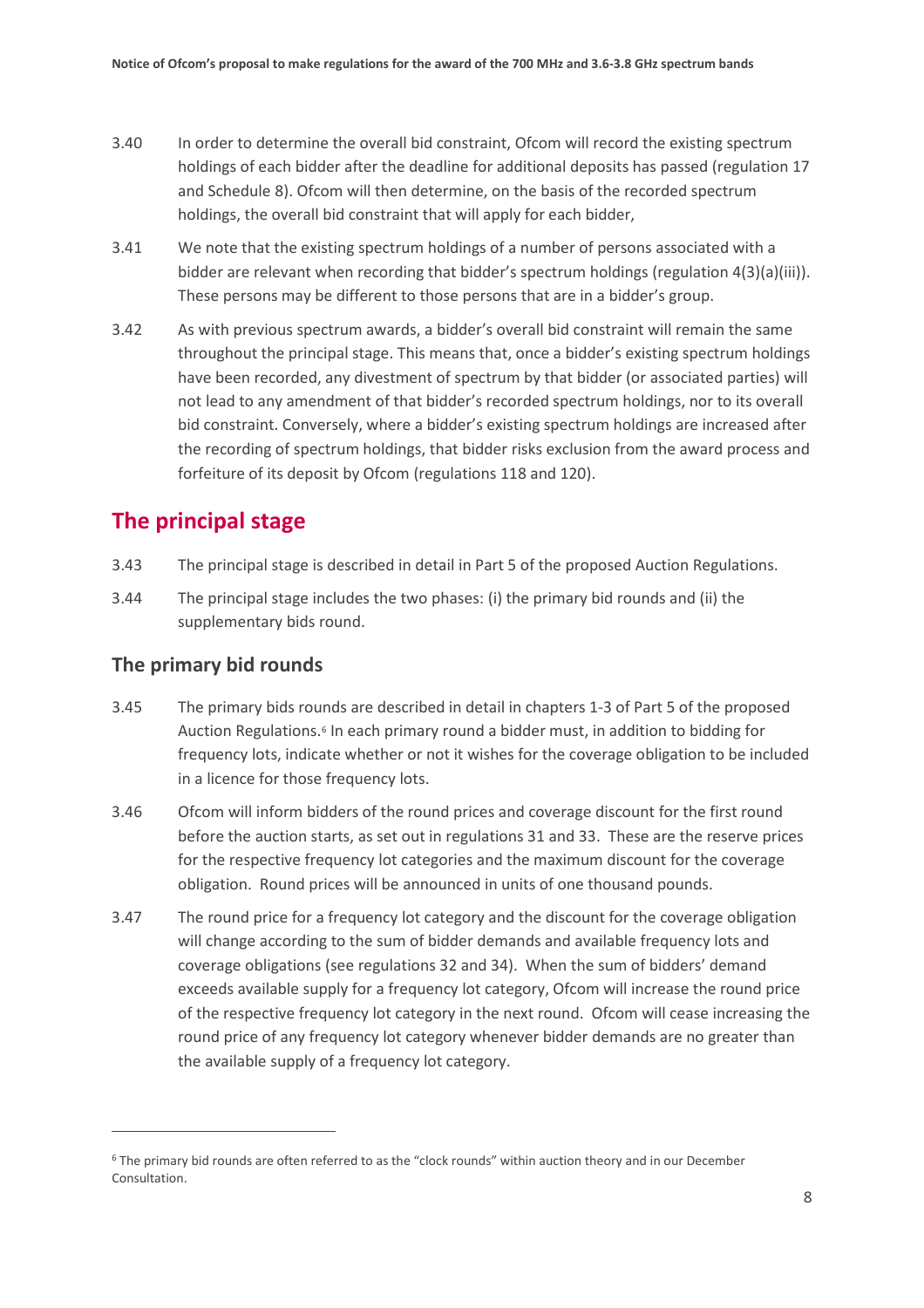3.40 In order to determine the overall bid constraint, Ofcom will record the existing spectrum holdings of each bidder after the deadline for additional deposits has passed (regulation 17 and Schedule 8). Ofcom will then determine, on the basis of the recorded spectrum holdings, the overall bid constraint that will apply for each bidder,

3.41 We note that the existing spectrum holdings of a number of persons associated with a bidder are relevant when recording that bidder's spectrum holdings (regulation 4(3)(a)(iii)). These persons may be different to those persons that are in a bidder's group.

3.42 As with previous spectrum awards, a bidder's overall bid constraint will remain the same throughout the principal stage. This means that, once a bidder's existing spectrum holdings have been recorded, any divestment of spectrum by that bidder (or associated parties) will not lead to any amendment of that bidder's recorded spectrum holdings, nor to its overall bid constraint. Conversely, where a bidder's existing spectrum holdings are increased after the recording of spectrum holdings, that bidder risks exclusion from the award process and forfeiture of its deposit by Ofcom (regulations 118 and 120).

## The principal stage

3.43 The principal stage is described in detail in Part 5 of the proposed Auction Regulations.

3.44 The principal stage includes the two phases: (i) the primary bid rounds and (ii) the supplementary bids round.

### The primary bid rounds

3.45 The primary bids rounds are described in detail in chapters 1-3 of Part 5 of the proposed Auction Regulations.[6] In each primary round a bidder must, in addition to bidding for frequency lots, indicate whether or not it wishes for the coverage obligation to be included in a licence for those frequency lots.

3.46 Ofcom will inform bidders of the round prices and coverage discount for the first round before the auction starts, as set out in regulations 31 and 33. These are the reserve prices for the respective frequency lot categories and the maximum discount for the coverage obligation. Round prices will be announced in units of one thousand pounds.

3.47 The round price for a frequency lot category and the discount for the coverage obligation will change according to the sum of bidder demands and available frequency lots and coverage obligations (see regulations 32 and 34). When the sum of bidders' demand exceeds available supply for a frequency lot category, Ofcom will increase the round price of the respective frequency lot category in the next round. Ofcom will cease increasing the round price of any frequency lot category whenever bidder demands are no greater than the available supply of a frequency lot category.

[6] The primary bid rounds are often referred to as the "clock rounds" within auction theory and in our December Consultation.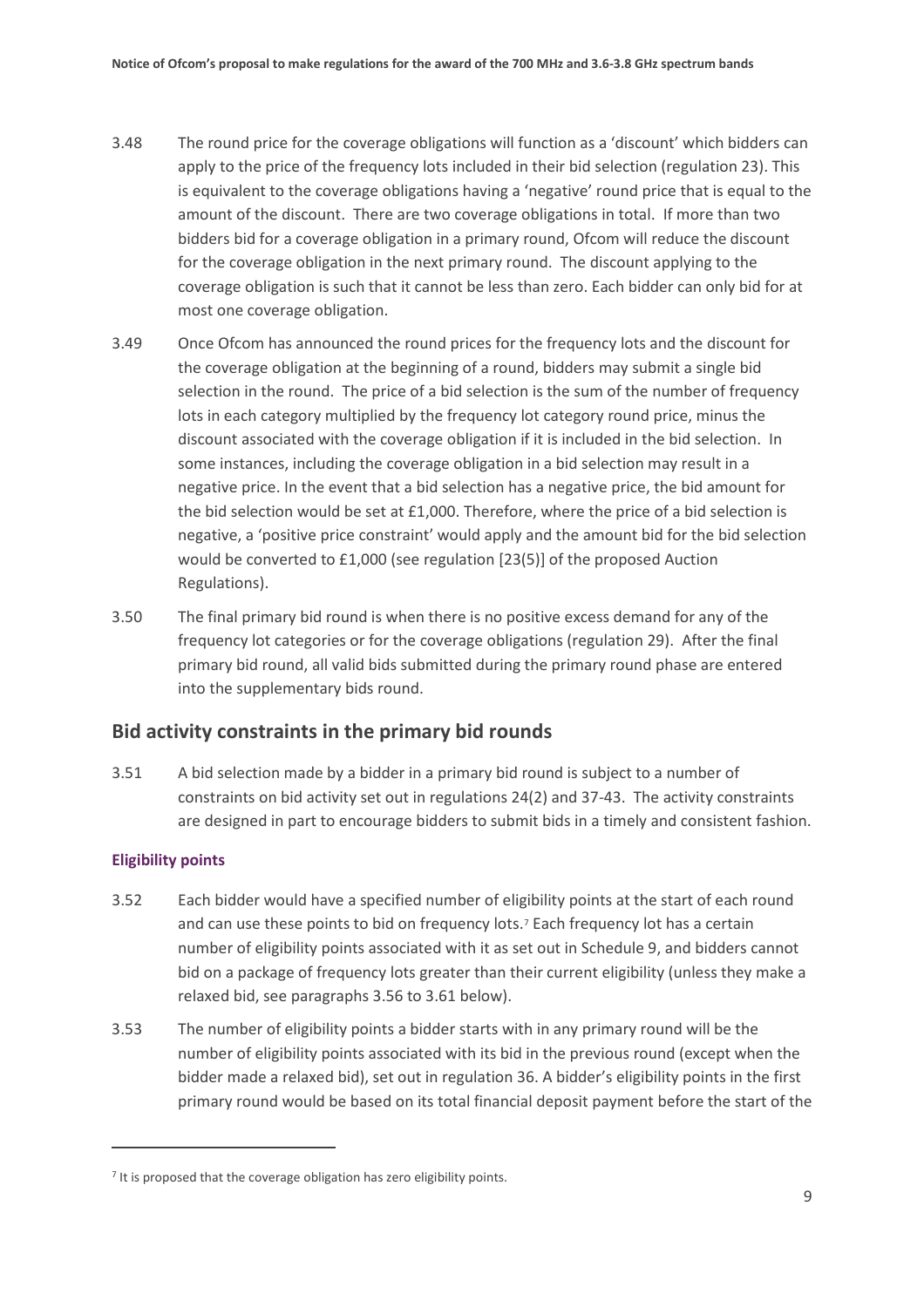3.48 The round price for the coverage obligations will function as a 'discount' which bidders can apply to the price of the frequency lots included in their bid selection (regulation 23). This is equivalent to the coverage obligations having a 'negative' round price that is equal to the amount of the discount. There are two coverage obligations in total. If more than two bidders bid for a coverage obligation in a primary round, Ofcom will reduce the discount for the coverage obligation in the next primary round. The discount applying to the coverage obligation is such that it cannot be less than zero. Each bidder can only bid for at most one coverage obligation.

3.49 Once Ofcom has announced the round prices for the frequency lots and the discount for the coverage obligation at the beginning of a round, bidders may submit a single bid selection in the round. The price of a bid selection is the sum of the number of frequency lots in each category multiplied by the frequency lot category round price, minus the discount associated with the coverage obligation if it is included in the bid selection. In some instances, including the coverage obligation in a bid selection may result in a negative price. In the event that a bid selection has a negative price, the bid amount for the bid selection would be set at £1,000. Therefore, where the price of a bid selection is negative, a 'positive price constraint' would apply and the amount bid for the bid selection would be converted to £1,000 (see regulation [23(5)] of the proposed Auction Regulations).

3.50 The final primary bid round is when there is no positive excess demand for any of the frequency lot categories or for the coverage obligations (regulation 29). After the final primary bid round, all valid bids submitted during the primary round phase are entered into the supplementary bids round.

## Bid activity constraints in the primary bid rounds

3.51 A bid selection made by a bidder in a primary bid round is subject to a number of constraints on bid activity set out in regulations 24(2) and 37-43. The activity constraints are designed in part to encourage bidders to submit bids in a timely and consistent fashion.

### Eligibility points

3.52 Each bidder would have a specified number of eligibility points at the start of each round and can use these points to bid on frequency lots.[7] Each frequency lot has a certain number of eligibility points associated with it as set out in Schedule 9, and bidders cannot bid on a package of frequency lots greater than their current eligibility (unless they make a relaxed bid, see paragraphs 3.56 to 3.61 below).

3.53 The number of eligibility points a bidder starts with in any primary round will be the number of eligibility points associated with its bid in the previous round (except when the bidder made a relaxed bid), set out in regulation 36. A bidder's eligibility points in the first primary round would be based on its total financial deposit payment before the start of the

[7] It is proposed that the coverage obligation has zero eligibility points.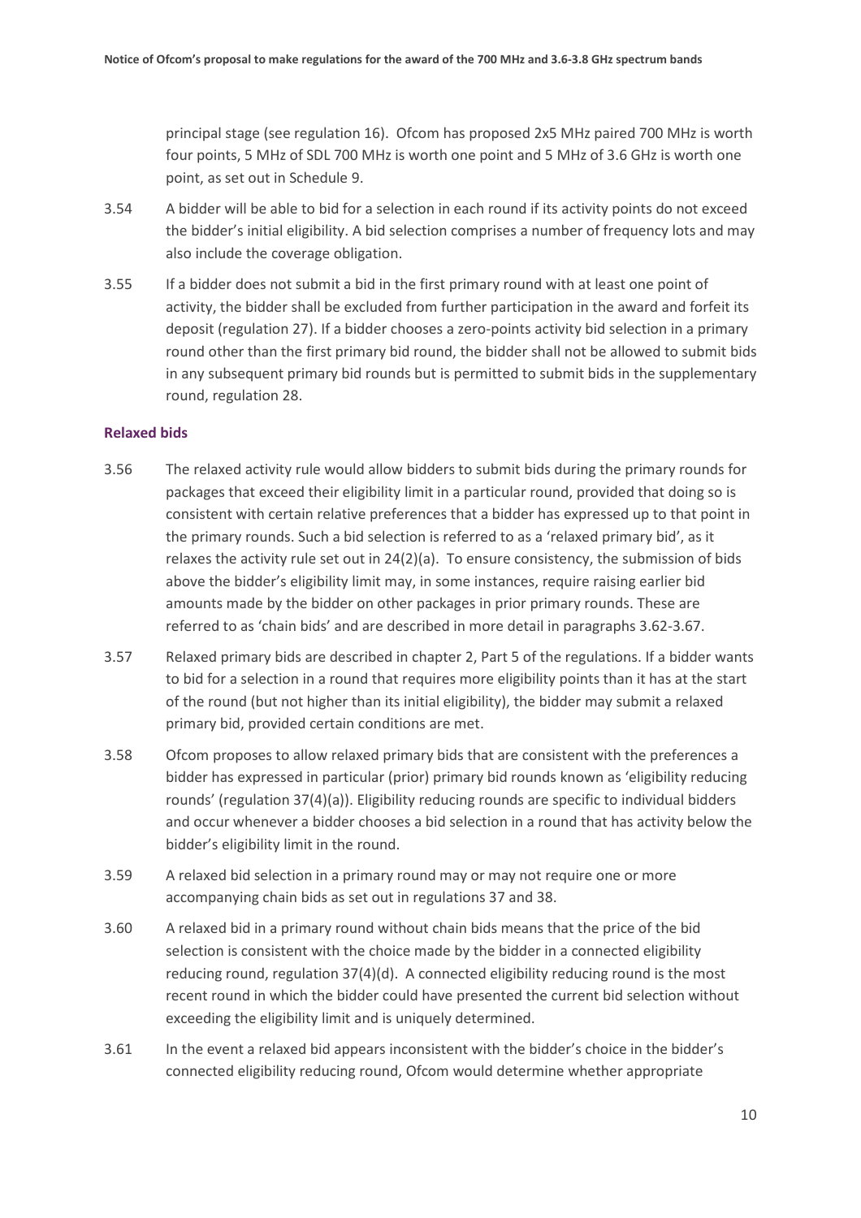principal stage (see regulation 16). Ofcom has proposed 2x5 MHz paired 700 MHz is worth four points, 5 MHz of SDL 700 MHz is worth one point and 5 MHz of 3.6 GHz is worth one point, as set out in Schedule 9.

3.54 A bidder will be able to bid for a selection in each round if its activity points do not exceed the bidder's initial eligibility. A bid selection comprises a number of frequency lots and may also include the coverage obligation.

3.55 If a bidder does not submit a bid in the first primary round with at least one point of activity, the bidder shall be excluded from further participation in the award and forfeit its deposit (regulation 27). If a bidder chooses a zero-points activity bid selection in a primary round other than the first primary bid round, the bidder shall not be allowed to submit bids in any subsequent primary bid rounds but is permitted to submit bids in the supplementary round, regulation 28.

### Relaxed bids

3.56 The relaxed activity rule would allow bidders to submit bids during the primary rounds for packages that exceed their eligibility limit in a particular round, provided that doing so is consistent with certain relative preferences that a bidder has expressed up to that point in the primary rounds. Such a bid selection is referred to as a 'relaxed primary bid', as it relaxes the activity rule set out in 24(2)(a). To ensure consistency, the submission of bids above the bidder's eligibility limit may, in some instances, require raising earlier bid amounts made by the bidder on other packages in prior primary rounds. These are referred to as 'chain bids' and are described in more detail in paragraphs 3.62-3.67.

3.57 Relaxed primary bids are described in chapter 2, Part 5 of the regulations. If a bidder wants to bid for a selection in a round that requires more eligibility points than it has at the start of the round (but not higher than its initial eligibility), the bidder may submit a relaxed primary bid, provided certain conditions are met.

3.58 Ofcom proposes to allow relaxed primary bids that are consistent with the preferences a bidder has expressed in particular (prior) primary bid rounds known as 'eligibility reducing rounds' (regulation 37(4)(a)). Eligibility reducing rounds are specific to individual bidders and occur whenever a bidder chooses a bid selection in a round that has activity below the bidder's eligibility limit in the round.

3.59 A relaxed bid selection in a primary round may or may not require one or more accompanying chain bids as set out in regulations 37 and 38.

3.60 A relaxed bid in a primary round without chain bids means that the price of the bid selection is consistent with the choice made by the bidder in a connected eligibility reducing round, regulation 37(4)(d). A connected eligibility reducing round is the most recent round in which the bidder could have presented the current bid selection without exceeding the eligibility limit and is uniquely determined.

3.61 In the event a relaxed bid appears inconsistent with the bidder's choice in the bidder's connected eligibility reducing round, Ofcom would determine whether appropriate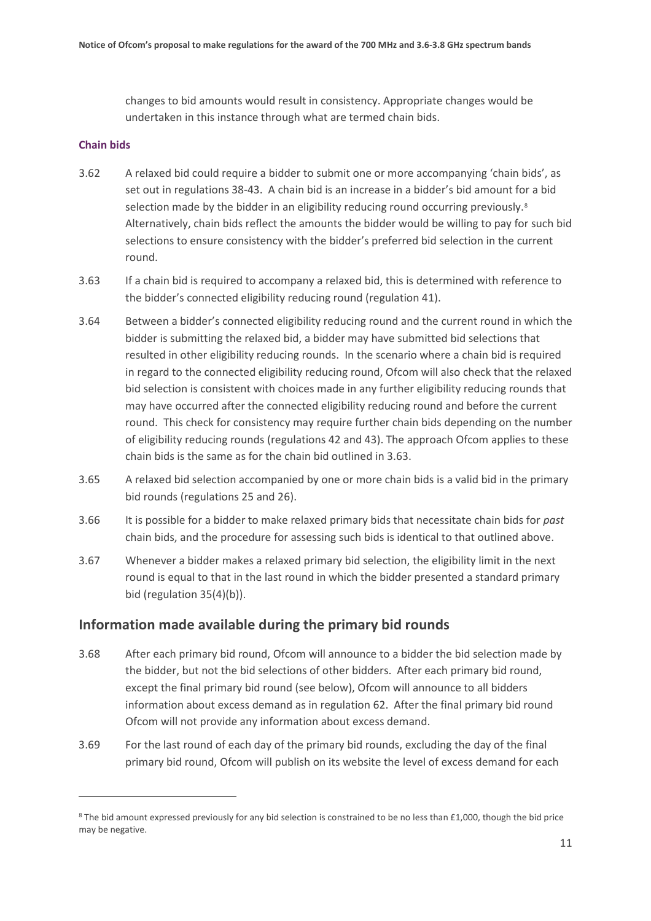changes to bid amounts would result in consistency. Appropriate changes would be undertaken in this instance through what are termed chain bids.

### Chain bids

3.62 A relaxed bid could require a bidder to submit one or more accompanying 'chain bids', as set out in regulations 38-43. A chain bid is an increase in a bidder's bid amount for a bid selection made by the bidder in an eligibility reducing round occurring previously.[8] Alternatively, chain bids reflect the amounts the bidder would be willing to pay for such bid selections to ensure consistency with the bidder's preferred bid selection in the current round.

3.63 If a chain bid is required to accompany a relaxed bid, this is determined with reference to the bidder's connected eligibility reducing round (regulation 41).

3.64 Between a bidder's connected eligibility reducing round and the current round in which the bidder is submitting the relaxed bid, a bidder may have submitted bid selections that resulted in other eligibility reducing rounds. In the scenario where a chain bid is required in regard to the connected eligibility reducing round, Ofcom will also check that the relaxed bid selection is consistent with choices made in any further eligibility reducing rounds that may have occurred after the connected eligibility reducing round and before the current round. This check for consistency may require further chain bids depending on the number of eligibility reducing rounds (regulations 42 and 43). The approach Ofcom applies to these chain bids is the same as for the chain bid outlined in 3.63.

3.65 A relaxed bid selection accompanied by one or more chain bids is a valid bid in the primary bid rounds (regulations 25 and 26).

3.66 It is possible for a bidder to make relaxed primary bids that necessitate chain bids for *past* chain bids, and the procedure for assessing such bids is identical to that outlined above.

3.67 Whenever a bidder makes a relaxed primary bid selection, the eligibility limit in the next round is equal to that in the last round in which the bidder presented a standard primary bid (regulation 35(4)(b)).

## Information made available during the primary bid rounds

3.68 After each primary bid round, Ofcom will announce to a bidder the bid selection made by the bidder, but not the bid selections of other bidders. After each primary bid round, except the final primary bid round (see below), Ofcom will announce to all bidders information about excess demand as in regulation 62. After the final primary bid round Ofcom will not provide any information about excess demand.

3.69 For the last round of each day of the primary bid rounds, excluding the day of the final primary bid round, Ofcom will publish on its website the level of excess demand for each

[8] The bid amount expressed previously for any bid selection is constrained to be no less than £1,000, though the bid price may be negative.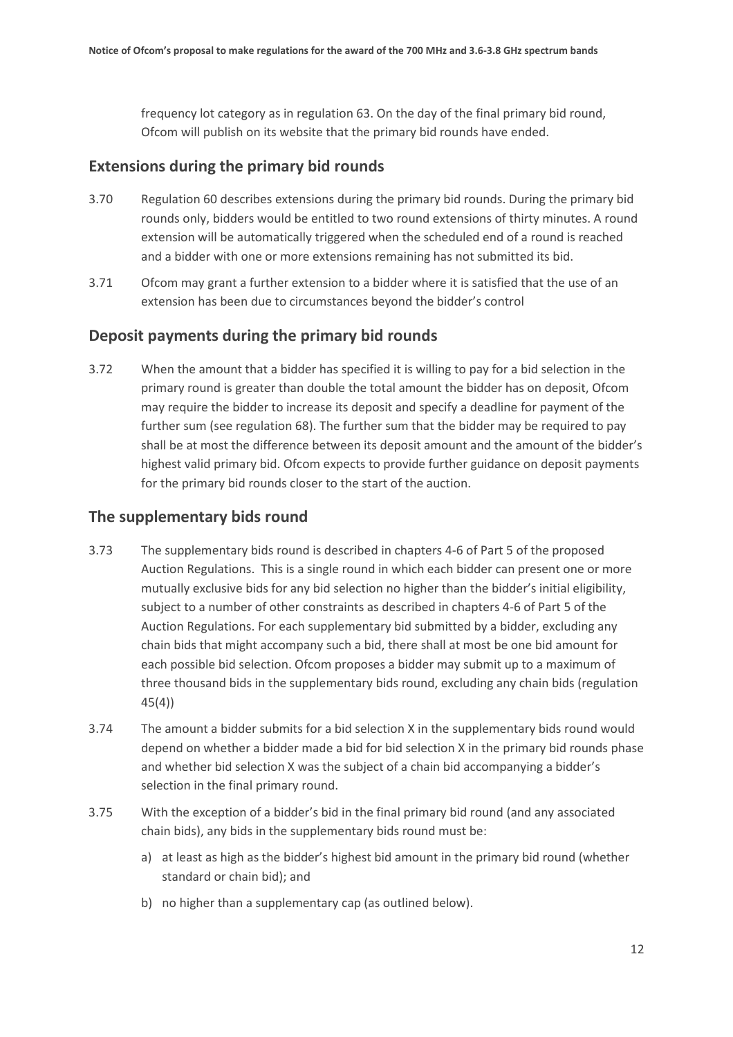frequency lot category as in regulation 63. On the day of the final primary bid round, Ofcom will publish on its website that the primary bid rounds have ended.

## Extensions during the primary bid rounds

3.70 Regulation 60 describes extensions during the primary bid rounds. During the primary bid rounds only, bidders would be entitled to two round extensions of thirty minutes. A round extension will be automatically triggered when the scheduled end of a round is reached and a bidder with one or more extensions remaining has not submitted its bid.

3.71 Ofcom may grant a further extension to a bidder where it is satisfied that the use of an extension has been due to circumstances beyond the bidder's control

## Deposit payments during the primary bid rounds

3.72 When the amount that a bidder has specified it is willing to pay for a bid selection in the primary round is greater than double the total amount the bidder has on deposit, Ofcom may require the bidder to increase its deposit and specify a deadline for payment of the further sum (see regulation 68). The further sum that the bidder may be required to pay shall be at most the difference between its deposit amount and the amount of the bidder's highest valid primary bid. Ofcom expects to provide further guidance on deposit payments for the primary bid rounds closer to the start of the auction.

## The supplementary bids round

3.73 The supplementary bids round is described in chapters 4-6 of Part 5 of the proposed Auction Regulations. This is a single round in which each bidder can present one or more mutually exclusive bids for any bid selection no higher than the bidder's initial eligibility, subject to a number of other constraints as described in chapters 4-6 of Part 5 of the Auction Regulations. For each supplementary bid submitted by a bidder, excluding any chain bids that might accompany such a bid, there shall at most be one bid amount for each possible bid selection. Ofcom proposes a bidder may submit up to a maximum of three thousand bids in the supplementary bids round, excluding any chain bids (regulation 45(4))

3.74 The amount a bidder submits for a bid selection X in the supplementary bids round would depend on whether a bidder made a bid for bid selection X in the primary bid rounds phase and whether bid selection X was the subject of a chain bid accompanying a bidder's selection in the final primary round.

3.75 With the exception of a bidder's bid in the final primary bid round (and any associated chain bids), any bids in the supplementary bids round must be:

a) at least as high as the bidder's highest bid amount in the primary bid round (whether standard or chain bid); and

b) no higher than a supplementary cap (as outlined below).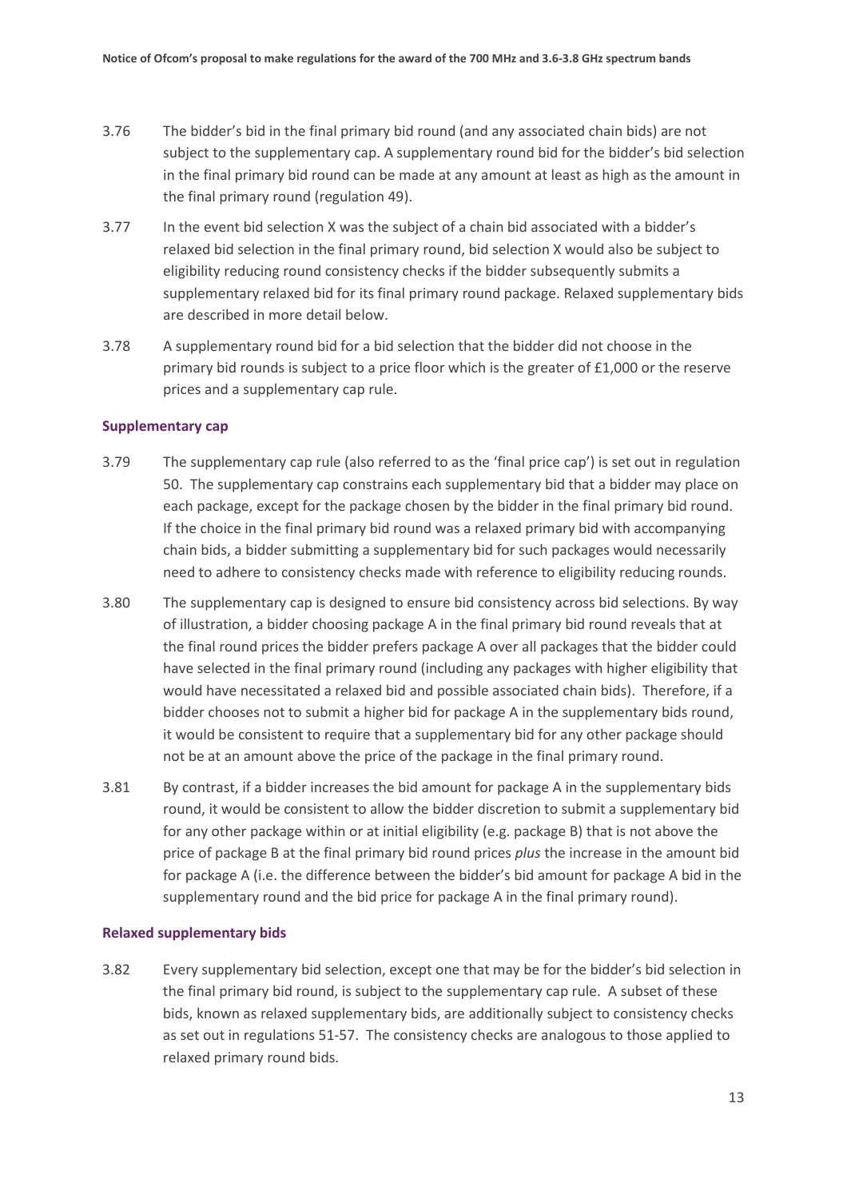3.76 The bidder's bid in the final primary bid round (and any associated chain bids) are not subject to the supplementary cap. A supplementary round bid for the bidder's bid selection in the final primary bid round can be made at any amount at least as high as the amount in the final primary round (regulation 49).

3.77 In the event bid selection X was the subject of a chain bid associated with a bidder's relaxed bid selection in the final primary round, bid selection X would also be subject to eligibility reducing round consistency checks if the bidder subsequently submits a supplementary relaxed bid for its final primary round package. Relaxed supplementary bids are described in more detail below.

3.78 A supplementary round bid for a bid selection that the bidder did not choose in the primary bid rounds is subject to a price floor which is the greater of £1,000 or the reserve prices and a supplementary cap rule.

### Supplementary cap

3.79 The supplementary cap rule (also referred to as the 'final price cap') is set out in regulation 50. The supplementary cap constrains each supplementary bid that a bidder may place on each package, except for the package chosen by the bidder in the final primary bid round. If the choice in the final primary bid round was a relaxed primary bid with accompanying chain bids, a bidder submitting a supplementary bid for such packages would necessarily need to adhere to consistency checks made with reference to eligibility reducing rounds.

3.80 The supplementary cap is designed to ensure bid consistency across bid selections. By way of illustration, a bidder choosing package A in the final primary bid round reveals that at the final round prices the bidder prefers package A over all packages that the bidder could have selected in the final primary round (including any packages with higher eligibility that would have necessitated a relaxed bid and possible associated chain bids). Therefore, if a bidder chooses not to submit a higher bid for package A in the supplementary bids round, it would be consistent to require that a supplementary bid for any other package should not be at an amount above the price of the package in the final primary round.

3.81 By contrast, if a bidder increases the bid amount for package A in the supplementary bids round, it would be consistent to allow the bidder discretion to submit a supplementary bid for any other package within or at initial eligibility (e.g. package B) that is not above the price of package B at the final primary bid round prices *plus* the increase in the amount bid for package A (i.e. the difference between the bidder's bid amount for package A bid in the supplementary round and the bid price for package A in the final primary round).

### Relaxed supplementary bids

3.82 Every supplementary bid selection, except one that may be for the bidder's bid selection in the final primary bid round, is subject to the supplementary cap rule. A subset of these bids, known as relaxed supplementary bids, are additionally subject to consistency checks as set out in regulations 51-57. The consistency checks are analogous to those applied to relaxed primary round bids.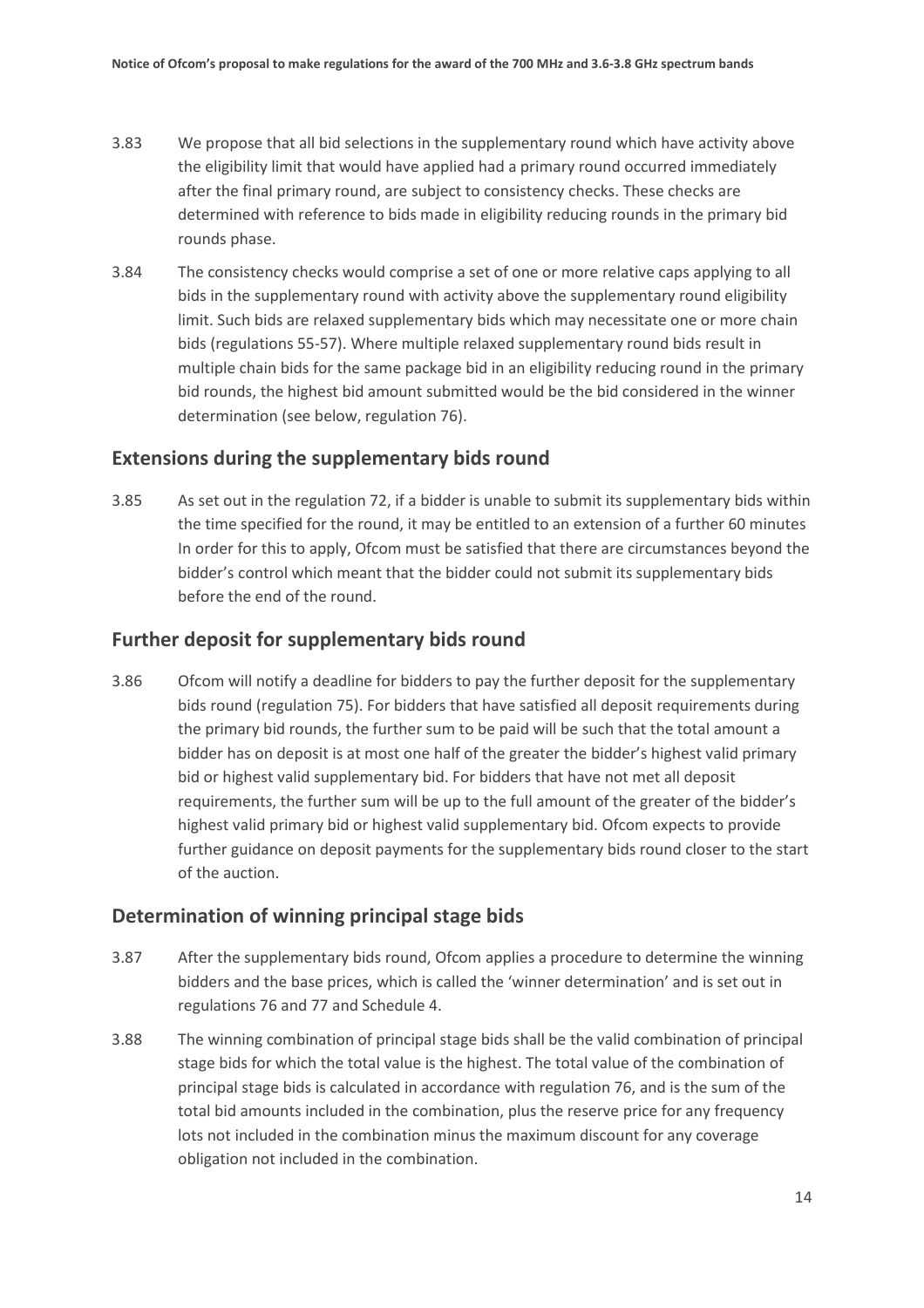3.83 We propose that all bid selections in the supplementary round which have activity above the eligibility limit that would have applied had a primary round occurred immediately after the final primary round, are subject to consistency checks. These checks are determined with reference to bids made in eligibility reducing rounds in the primary bid rounds phase.

3.84 The consistency checks would comprise a set of one or more relative caps applying to all bids in the supplementary round with activity above the supplementary round eligibility limit. Such bids are relaxed supplementary bids which may necessitate one or more chain bids (regulations 55-57). Where multiple relaxed supplementary round bids result in multiple chain bids for the same package bid in an eligibility reducing round in the primary bid rounds, the highest bid amount submitted would be the bid considered in the winner determination (see below, regulation 76).

## Extensions during the supplementary bids round

3.85 As set out in the regulation 72, if a bidder is unable to submit its supplementary bids within the time specified for the round, it may be entitled to an extension of a further 60 minutes In order for this to apply, Ofcom must be satisfied that there are circumstances beyond the bidder's control which meant that the bidder could not submit its supplementary bids before the end of the round.

## Further deposit for supplementary bids round

3.86 Ofcom will notify a deadline for bidders to pay the further deposit for the supplementary bids round (regulation 75). For bidders that have satisfied all deposit requirements during the primary bid rounds, the further sum to be paid will be such that the total amount a bidder has on deposit is at most one half of the greater the bidder's highest valid primary bid or highest valid supplementary bid. For bidders that have not met all deposit requirements, the further sum will be up to the full amount of the greater of the bidder's highest valid primary bid or highest valid supplementary bid. Ofcom expects to provide further guidance on deposit payments for the supplementary bids round closer to the start of the auction.

## Determination of winning principal stage bids

3.87 After the supplementary bids round, Ofcom applies a procedure to determine the winning bidders and the base prices, which is called the 'winner determination' and is set out in regulations 76 and 77 and Schedule 4.

3.88 The winning combination of principal stage bids shall be the valid combination of principal stage bids for which the total value is the highest. The total value of the combination of principal stage bids is calculated in accordance with regulation 76, and is the sum of the total bid amounts included in the combination, plus the reserve price for any frequency lots not included in the combination minus the maximum discount for any coverage obligation not included in the combination.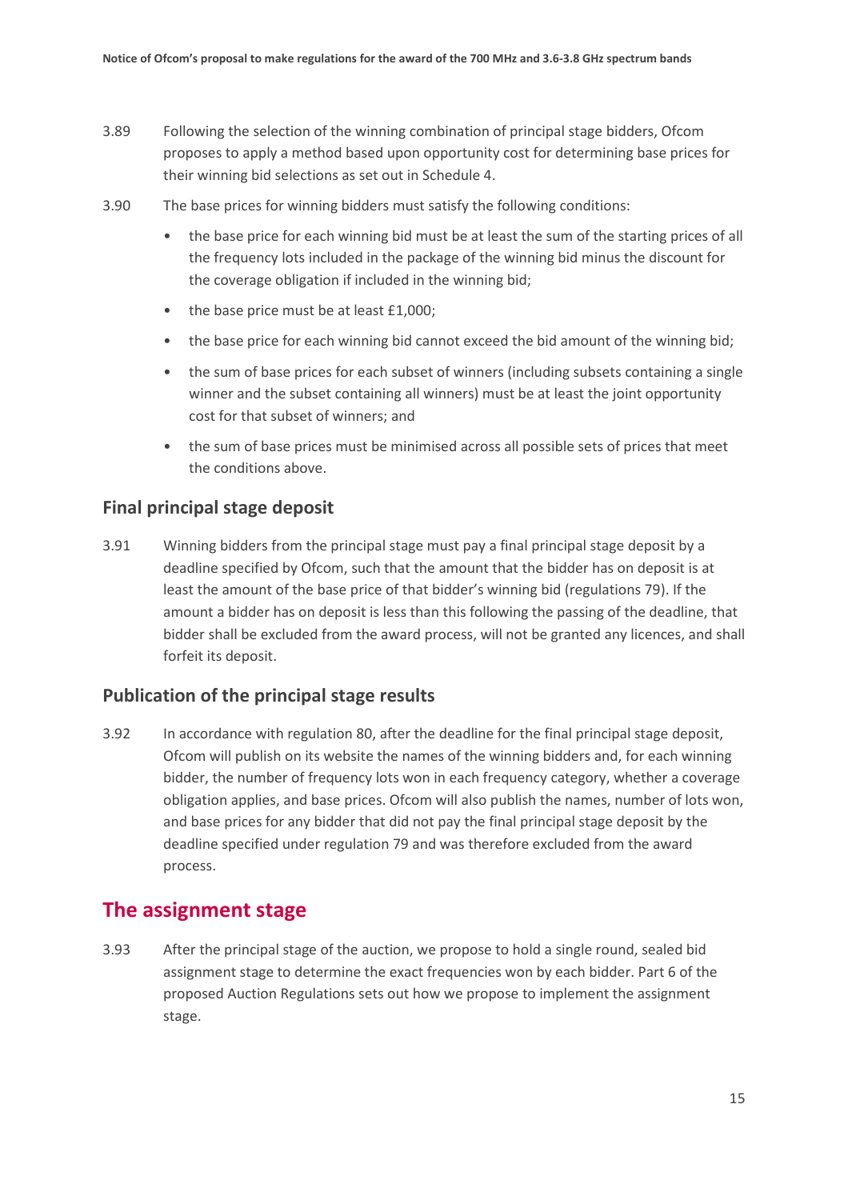3.89 Following the selection of the winning combination of principal stage bidders, Ofcom proposes to apply a method based upon opportunity cost for determining base prices for their winning bid selections as set out in Schedule 4.

3.90 The base prices for winning bidders must satisfy the following conditions:

- the base price for each winning bid must be at least the sum of the starting prices of all the frequency lots included in the package of the winning bid minus the discount for the coverage obligation if included in the winning bid;
- the base price must be at least £1,000;
- the base price for each winning bid cannot exceed the bid amount of the winning bid;
- the sum of base prices for each subset of winners (including subsets containing a single winner and the subset containing all winners) must be at least the joint opportunity cost for that subset of winners; and
- the sum of base prices must be minimised across all possible sets of prices that meet the conditions above.

### Final principal stage deposit

3.91 Winning bidders from the principal stage must pay a final principal stage deposit by a deadline specified by Ofcom, such that the amount that the bidder has on deposit is at least the amount of the base price of that bidder's winning bid (regulations 79). If the amount a bidder has on deposit is less than this following the passing of the deadline, that bidder shall be excluded from the award process, will not be granted any licences, and shall forfeit its deposit.

### Publication of the principal stage results

3.92 In accordance with regulation 80, after the deadline for the final principal stage deposit, Ofcom will publish on its website the names of the winning bidders and, for each winning bidder, the number of frequency lots won in each frequency category, whether a coverage obligation applies, and base prices. Ofcom will also publish the names, number of lots won, and base prices for any bidder that did not pay the final principal stage deposit by the deadline specified under regulation 79 and was therefore excluded from the award process.

## The assignment stage

3.93 After the principal stage of the auction, we propose to hold a single round, sealed bid assignment stage to determine the exact frequencies won by each bidder. Part 6 of the proposed Auction Regulations sets out how we propose to implement the assignment stage.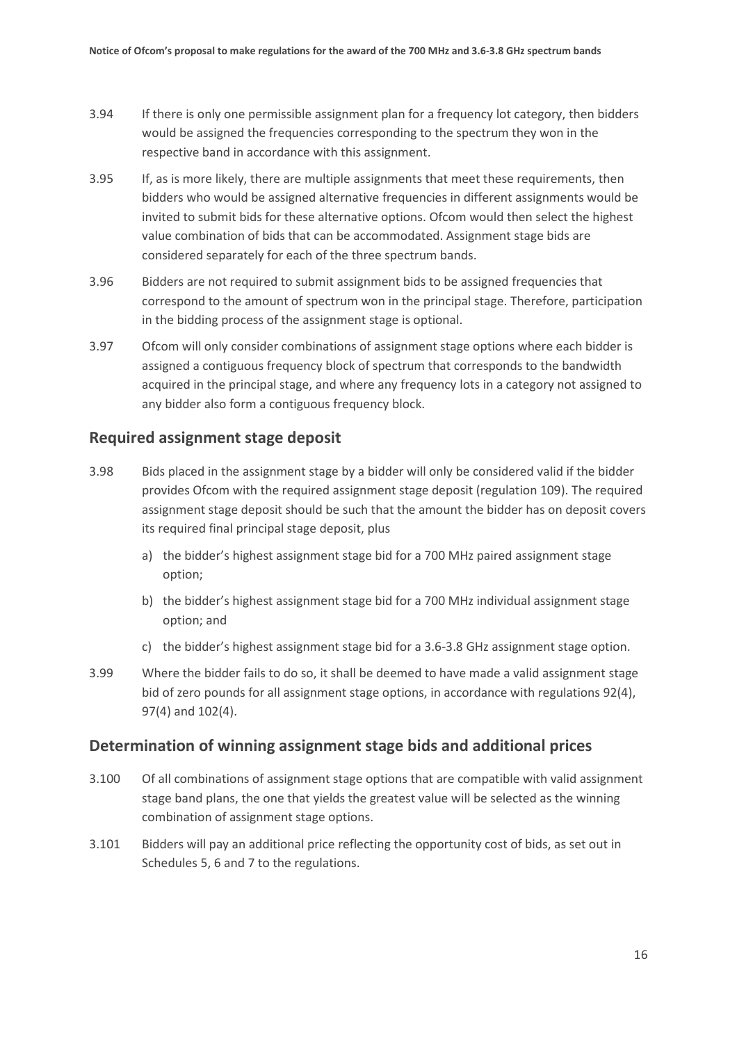3.94 If there is only one permissible assignment plan for a frequency lot category, then bidders would be assigned the frequencies corresponding to the spectrum they won in the respective band in accordance with this assignment.

3.95 If, as is more likely, there are multiple assignments that meet these requirements, then bidders who would be assigned alternative frequencies in different assignments would be invited to submit bids for these alternative options. Ofcom would then select the highest value combination of bids that can be accommodated. Assignment stage bids are considered separately for each of the three spectrum bands.

3.96 Bidders are not required to submit assignment bids to be assigned frequencies that correspond to the amount of spectrum won in the principal stage. Therefore, participation in the bidding process of the assignment stage is optional.

3.97 Ofcom will only consider combinations of assignment stage options where each bidder is assigned a contiguous frequency block of spectrum that corresponds to the bandwidth acquired in the principal stage, and where any frequency lots in a category not assigned to any bidder also form a contiguous frequency block.

## Required assignment stage deposit

3.98 Bids placed in the assignment stage by a bidder will only be considered valid if the bidder provides Ofcom with the required assignment stage deposit (regulation 109). The required assignment stage deposit should be such that the amount the bidder has on deposit covers its required final principal stage deposit, plus

a) the bidder's highest assignment stage bid for a 700 MHz paired assignment stage option;

b) the bidder's highest assignment stage bid for a 700 MHz individual assignment stage option; and

c) the bidder's highest assignment stage bid for a 3.6-3.8 GHz assignment stage option.

3.99 Where the bidder fails to do so, it shall be deemed to have made a valid assignment stage bid of zero pounds for all assignment stage options, in accordance with regulations 92(4), 97(4) and 102(4).

## Determination of winning assignment stage bids and additional prices

3.100 Of all combinations of assignment stage options that are compatible with valid assignment stage band plans, the one that yields the greatest value will be selected as the winning combination of assignment stage options.

3.101 Bidders will pay an additional price reflecting the opportunity cost of bids, as set out in Schedules 5, 6 and 7 to the regulations.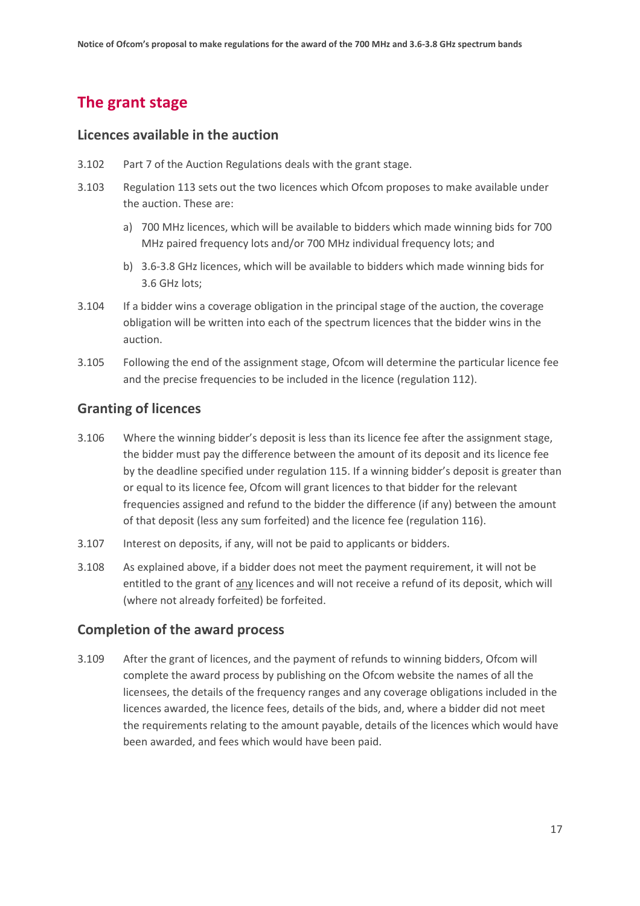## The grant stage

### Licences available in the auction

3.102 Part 7 of the Auction Regulations deals with the grant stage.

3.103 Regulation 113 sets out the two licences which Ofcom proposes to make available under the auction. These are:

a) 700 MHz licences, which will be available to bidders which made winning bids for 700 MHz paired frequency lots and/or 700 MHz individual frequency lots; and

b) 3.6-3.8 GHz licences, which will be available to bidders which made winning bids for 3.6 GHz lots;

3.104 If a bidder wins a coverage obligation in the principal stage of the auction, the coverage obligation will be written into each of the spectrum licences that the bidder wins in the auction.

3.105 Following the end of the assignment stage, Ofcom will determine the particular licence fee and the precise frequencies to be included in the licence (regulation 112).

### Granting of licences

3.106 Where the winning bidder's deposit is less than its licence fee after the assignment stage, the bidder must pay the difference between the amount of its deposit and its licence fee by the deadline specified under regulation 115. If a winning bidder's deposit is greater than or equal to its licence fee, Ofcom will grant licences to that bidder for the relevant frequencies assigned and refund to the bidder the difference (if any) between the amount of that deposit (less any sum forfeited) and the licence fee (regulation 116).

3.107 Interest on deposits, if any, will not be paid to applicants or bidders.

3.108 As explained above, if a bidder does not meet the payment requirement, it will not be entitled to the grant of <u>any</u> licences and will not receive a refund of its deposit, which will (where not already forfeited) be forfeited.

### Completion of the award process

3.109 After the grant of licences, and the payment of refunds to winning bidders, Ofcom will complete the award process by publishing on the Ofcom website the names of all the licensees, the details of the frequency ranges and any coverage obligations included in the licences awarded, the licence fees, details of the bids, and, where a bidder did not meet the requirements relating to the amount payable, details of the licences which would have been awarded, and fees which would have been paid.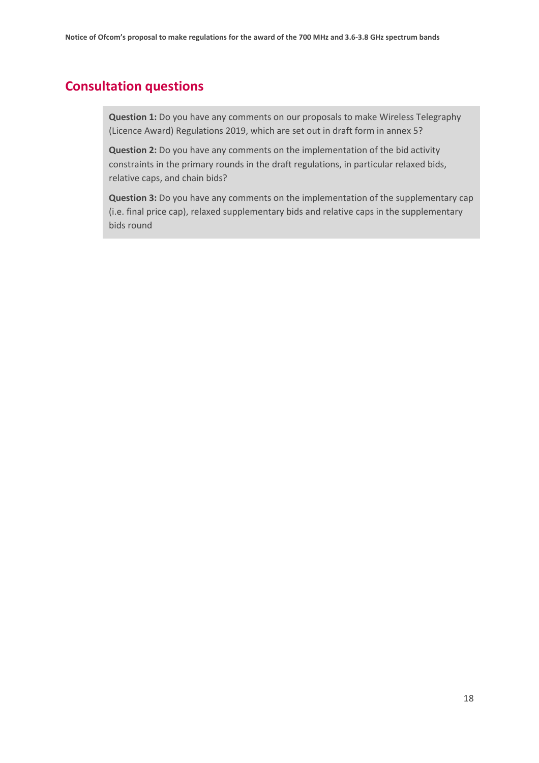## Consultation questions

**Question 1:** Do you have any comments on our proposals to make Wireless Telegraphy (Licence Award) Regulations 2019, which are set out in draft form in annex 5?

**Question 2:** Do you have any comments on the implementation of the bid activity constraints in the primary rounds in the draft regulations, in particular relaxed bids, relative caps, and chain bids?

**Question 3:** Do you have any comments on the implementation of the supplementary cap (i.e. final price cap), relaxed supplementary bids and relative caps in the supplementary bids round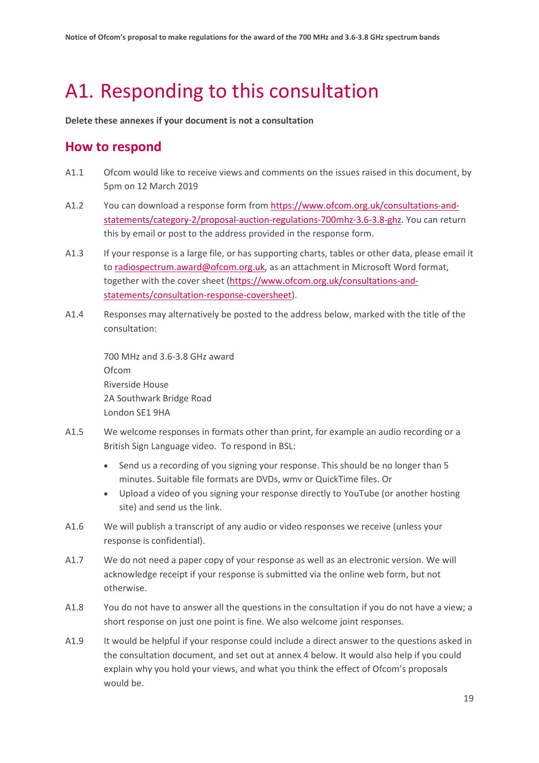# A1. Responding to this consultation

**Delete these annexes if your document is not a consultation**

## How to respond

A1.1 Ofcom would like to receive views and comments on the issues raised in this document, by 5pm on 12 March 2019

A1.2 You can download a response form from https://www.ofcom.org.uk/consultations-and-statements/category-2/proposal-auction-regulations-700mhz-3.6-3.8-ghz. You can return this by email or post to the address provided in the response form.

A1.3 If your response is a large file, or has supporting charts, tables or other data, please email it to radiospectrum.award@ofcom.org.uk, as an attachment in Microsoft Word format, together with the cover sheet (https://www.ofcom.org.uk/consultations-and-statements/consultation-response-coversheet).

A1.4 Responses may alternatively be posted to the address below, marked with the title of the consultation:

700 MHz and 3.6-3.8 GHz award
Ofcom
Riverside House
2A Southwark Bridge Road
London SE1 9HA

A1.5 We welcome responses in formats other than print, for example an audio recording or a British Sign Language video. To respond in BSL:

- Send us a recording of you signing your response. This should be no longer than 5 minutes. Suitable file formats are DVDs, wmv or QuickTime files. Or
- Upload a video of you signing your response directly to YouTube (or another hosting site) and send us the link.

A1.6 We will publish a transcript of any audio or video responses we receive (unless your response is confidential).

A1.7 We do not need a paper copy of your response as well as an electronic version. We will acknowledge receipt if your response is submitted via the online web form, but not otherwise.

A1.8 You do not have to answer all the questions in the consultation if you do not have a view; a short response on just one point is fine. We also welcome joint responses.

A1.9 It would be helpful if your response could include a direct answer to the questions asked in the consultation document, and set out at annex 4 below. It would also help if you could explain why you hold your views, and what you think the effect of Ofcom's proposals would be.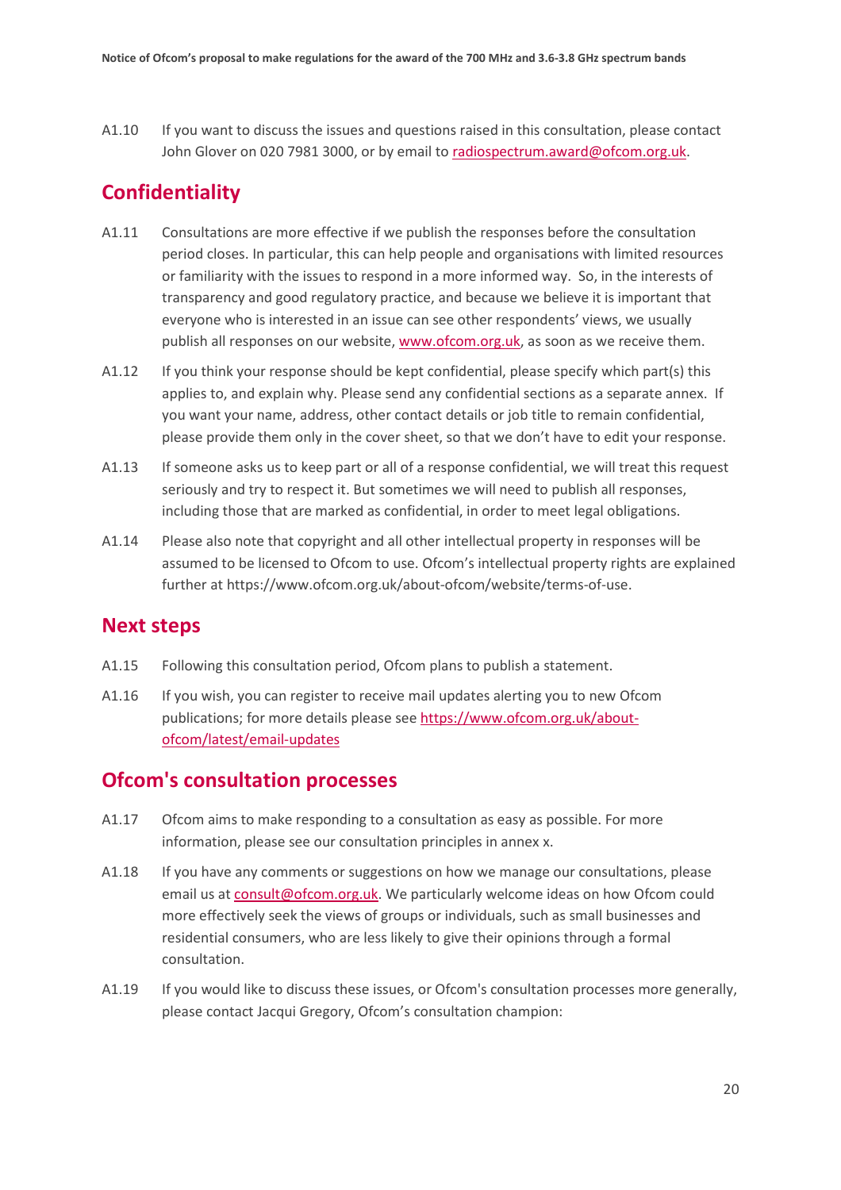A1.10 If you want to discuss the issues and questions raised in this consultation, please contact John Glover on 020 7981 3000, or by email to radiospectrum.award@ofcom.org.uk.

## Confidentiality

A1.11 Consultations are more effective if we publish the responses before the consultation period closes. In particular, this can help people and organisations with limited resources or familiarity with the issues to respond in a more informed way. So, in the interests of transparency and good regulatory practice, and because we believe it is important that everyone who is interested in an issue can see other respondents' views, we usually publish all responses on our website, www.ofcom.org.uk, as soon as we receive them.

A1.12 If you think your response should be kept confidential, please specify which part(s) this applies to, and explain why. Please send any confidential sections as a separate annex. If you want your name, address, other contact details or job title to remain confidential, please provide them only in the cover sheet, so that we don't have to edit your response.

A1.13 If someone asks us to keep part or all of a response confidential, we will treat this request seriously and try to respect it. But sometimes we will need to publish all responses, including those that are marked as confidential, in order to meet legal obligations.

A1.14 Please also note that copyright and all other intellectual property in responses will be assumed to be licensed to Ofcom to use. Ofcom's intellectual property rights are explained further at https://www.ofcom.org.uk/about-ofcom/website/terms-of-use.

## Next steps

A1.15 Following this consultation period, Ofcom plans to publish a statement.

A1.16 If you wish, you can register to receive mail updates alerting you to new Ofcom publications; for more details please see https://www.ofcom.org.uk/about-ofcom/latest/email-updates

## Ofcom's consultation processes

A1.17 Ofcom aims to make responding to a consultation as easy as possible. For more information, please see our consultation principles in annex x.

A1.18 If you have any comments or suggestions on how we manage our consultations, please email us at consult@ofcom.org.uk. We particularly welcome ideas on how Ofcom could more effectively seek the views of groups or individuals, such as small businesses and residential consumers, who are less likely to give their opinions through a formal consultation.

A1.19 If you would like to discuss these issues, or Ofcom's consultation processes more generally, please contact Jacqui Gregory, Ofcom's consultation champion: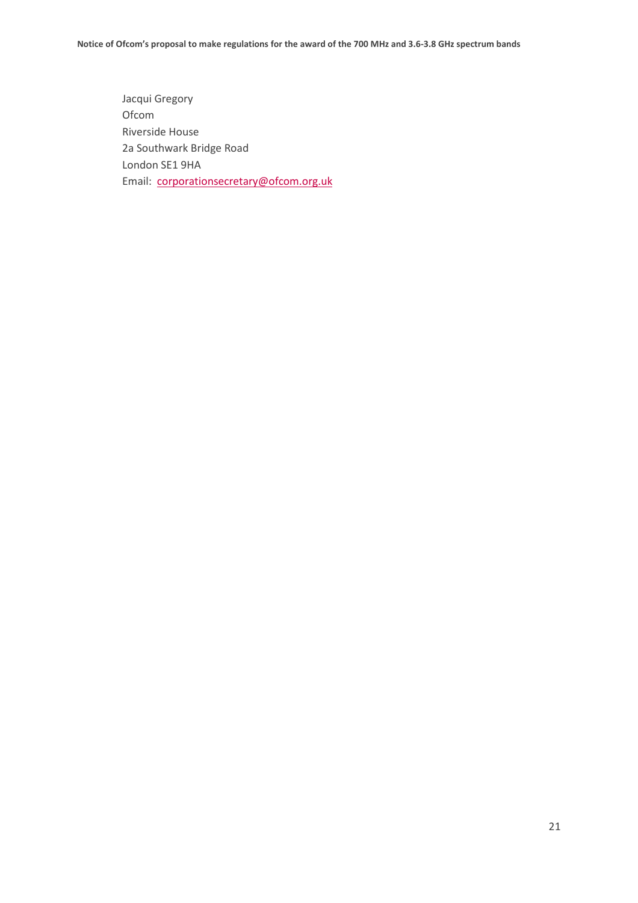Jacqui Gregory
Ofcom
Riverside House
2a Southwark Bridge Road
London SE1 9HA
Email: [corporationsecretary@ofcom.org.uk](mailto:corporationsecretary@ofcom.org.uk)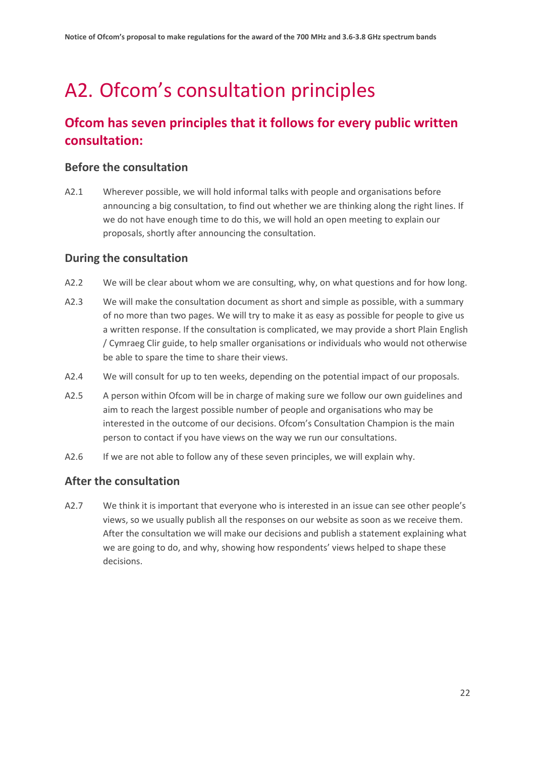# A2. Ofcom's consultation principles

## Ofcom has seven principles that it follows for every public written consultation:

### Before the consultation

A2.1 Wherever possible, we will hold informal talks with people and organisations before announcing a big consultation, to find out whether we are thinking along the right lines. If we do not have enough time to do this, we will hold an open meeting to explain our proposals, shortly after announcing the consultation.

### During the consultation

A2.2 We will be clear about whom we are consulting, why, on what questions and for how long.

A2.3 We will make the consultation document as short and simple as possible, with a summary of no more than two pages. We will try to make it as easy as possible for people to give us a written response. If the consultation is complicated, we may provide a short Plain English / Cymraeg Clir guide, to help smaller organisations or individuals who would not otherwise be able to spare the time to share their views.

A2.4 We will consult for up to ten weeks, depending on the potential impact of our proposals.

A2.5 A person within Ofcom will be in charge of making sure we follow our own guidelines and aim to reach the largest possible number of people and organisations who may be interested in the outcome of our decisions. Ofcom's Consultation Champion is the main person to contact if you have views on the way we run our consultations.

A2.6 If we are not able to follow any of these seven principles, we will explain why.

### After the consultation

A2.7 We think it is important that everyone who is interested in an issue can see other people's views, so we usually publish all the responses on our website as soon as we receive them. After the consultation we will make our decisions and publish a statement explaining what we are going to do, and why, showing how respondents' views helped to shape these decisions.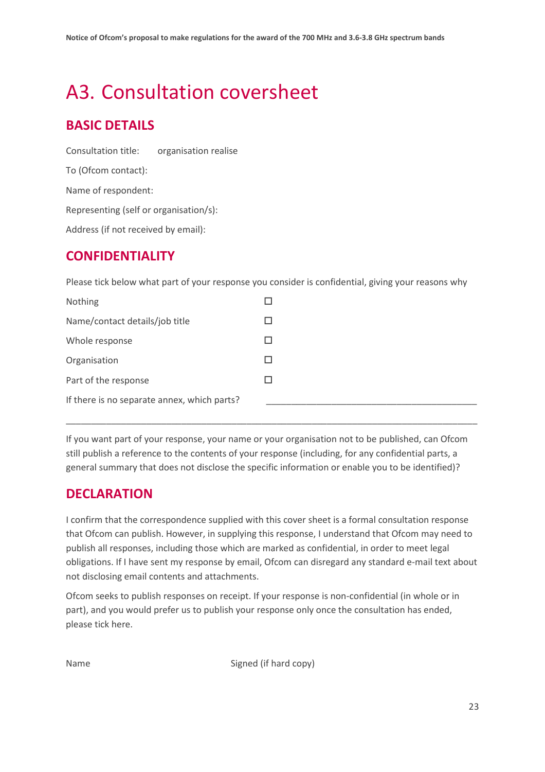# A3. Consultation coversheet

## BASIC DETAILS

Consultation title: organisation realise

To (Ofcom contact):

Name of respondent:

Representing (self or organisation/s):

Address (if not received by email):

## CONFIDENTIALITY

Please tick below what part of your response you consider is confidential, giving your reasons why

| | |
|---|---|
| Nothing | ☐ |
| Name/contact details/job title | ☐ |
| Whole response | ☐ |
| Organisation | ☐ |
| Part of the response | ☐ |
| If there is no separate annex, which parts? | ____________________________________________ |

____________________________________________________________________________________

If you want part of your response, your name or your organisation not to be published, can Ofcom still publish a reference to the contents of your response (including, for any confidential parts, a general summary that does not disclose the specific information or enable you to be identified)?

## DECLARATION

I confirm that the correspondence supplied with this cover sheet is a formal consultation response that Ofcom can publish. However, in supplying this response, I understand that Ofcom may need to publish all responses, including those which are marked as confidential, in order to meet legal obligations. If I have sent my response by email, Ofcom can disregard any standard e-mail text about not disclosing email contents and attachments.

Ofcom seeks to publish responses on receipt. If your response is non-confidential (in whole or in part), and you would prefer us to publish your response only once the consultation has ended, please tick here.

Name Signed (if hard copy)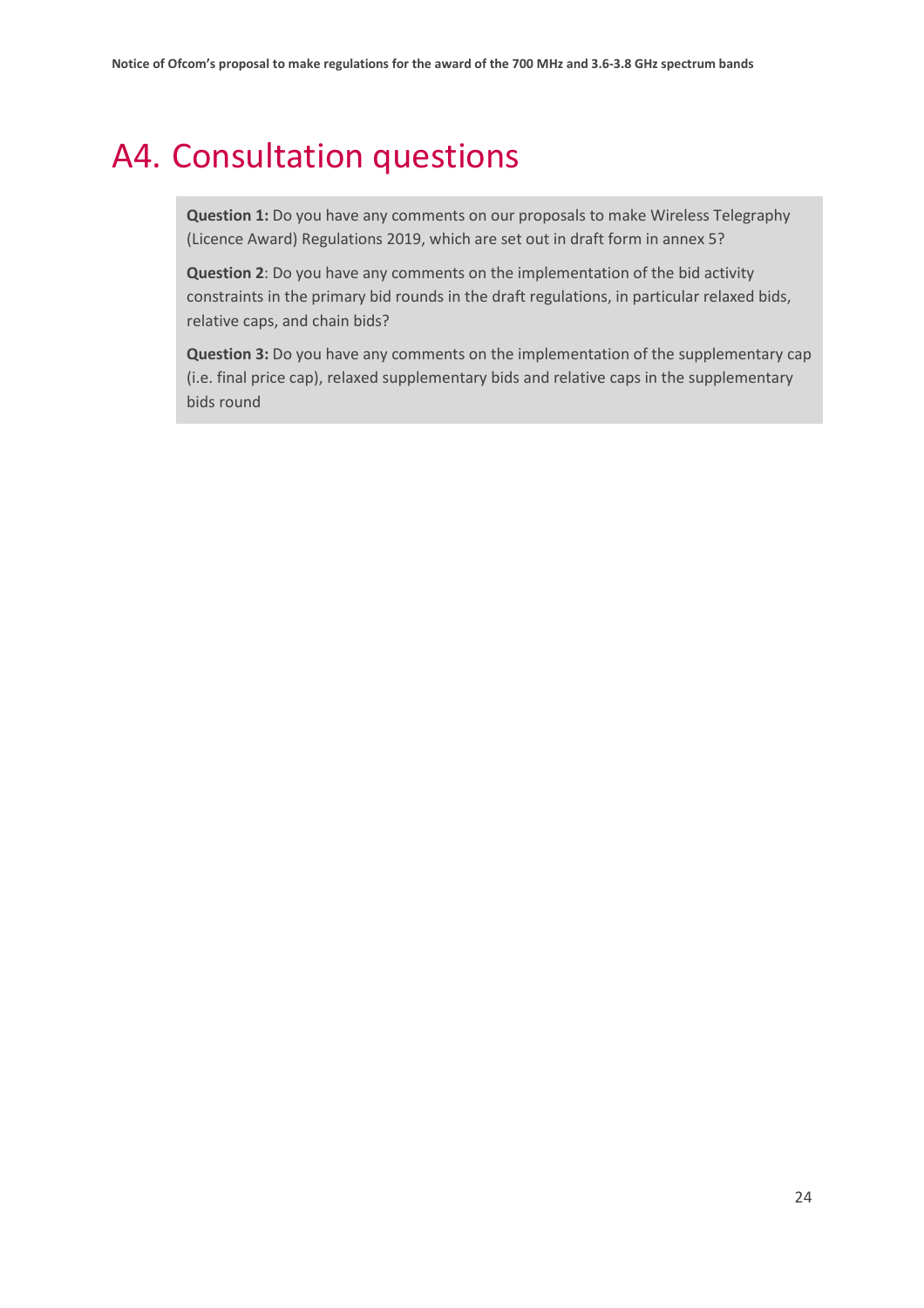# A4. Consultation questions

**Question 1:** Do you have any comments on our proposals to make Wireless Telegraphy (Licence Award) Regulations 2019, which are set out in draft form in annex 5?

**Question 2**: Do you have any comments on the implementation of the bid activity constraints in the primary bid rounds in the draft regulations, in particular relaxed bids, relative caps, and chain bids?

**Question 3:** Do you have any comments on the implementation of the supplementary cap (i.e. final price cap), relaxed supplementary bids and relative caps in the supplementary bids round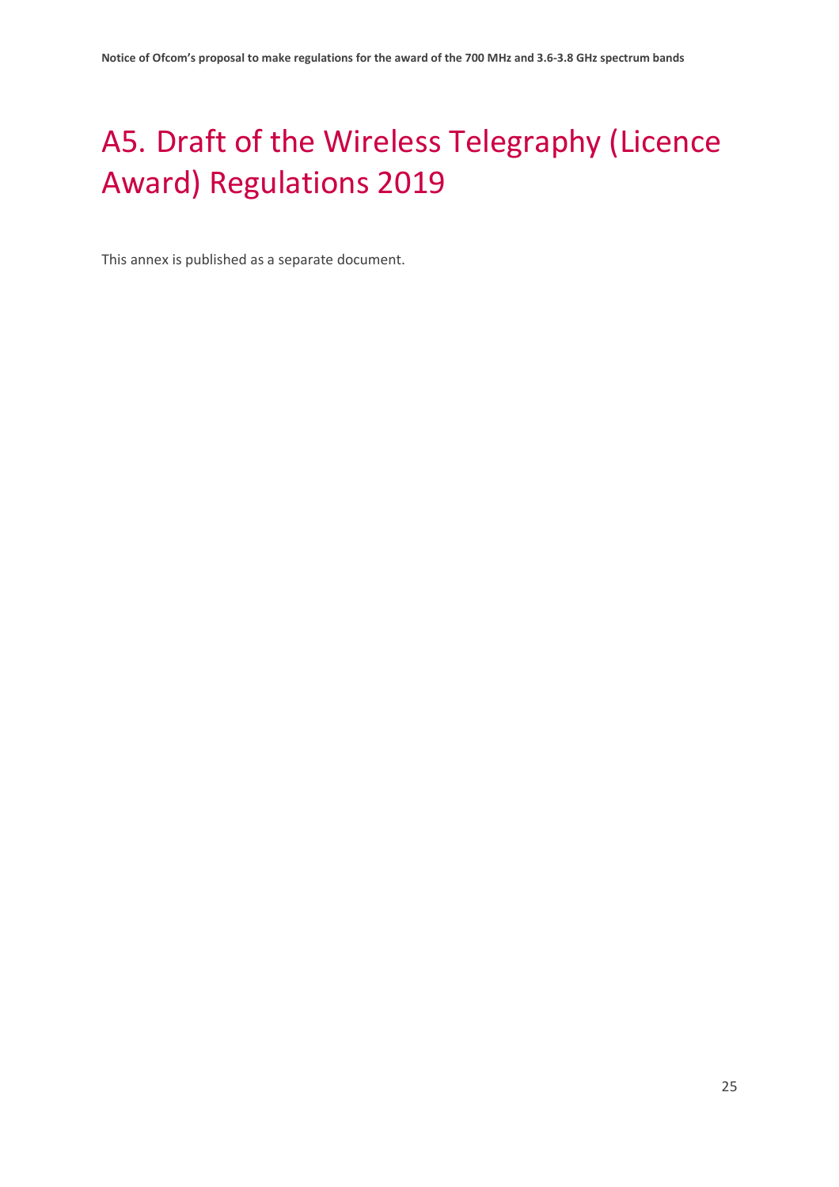# A5. Draft of the Wireless Telegraphy (Licence Award) Regulations 2019

This annex is published as a separate document.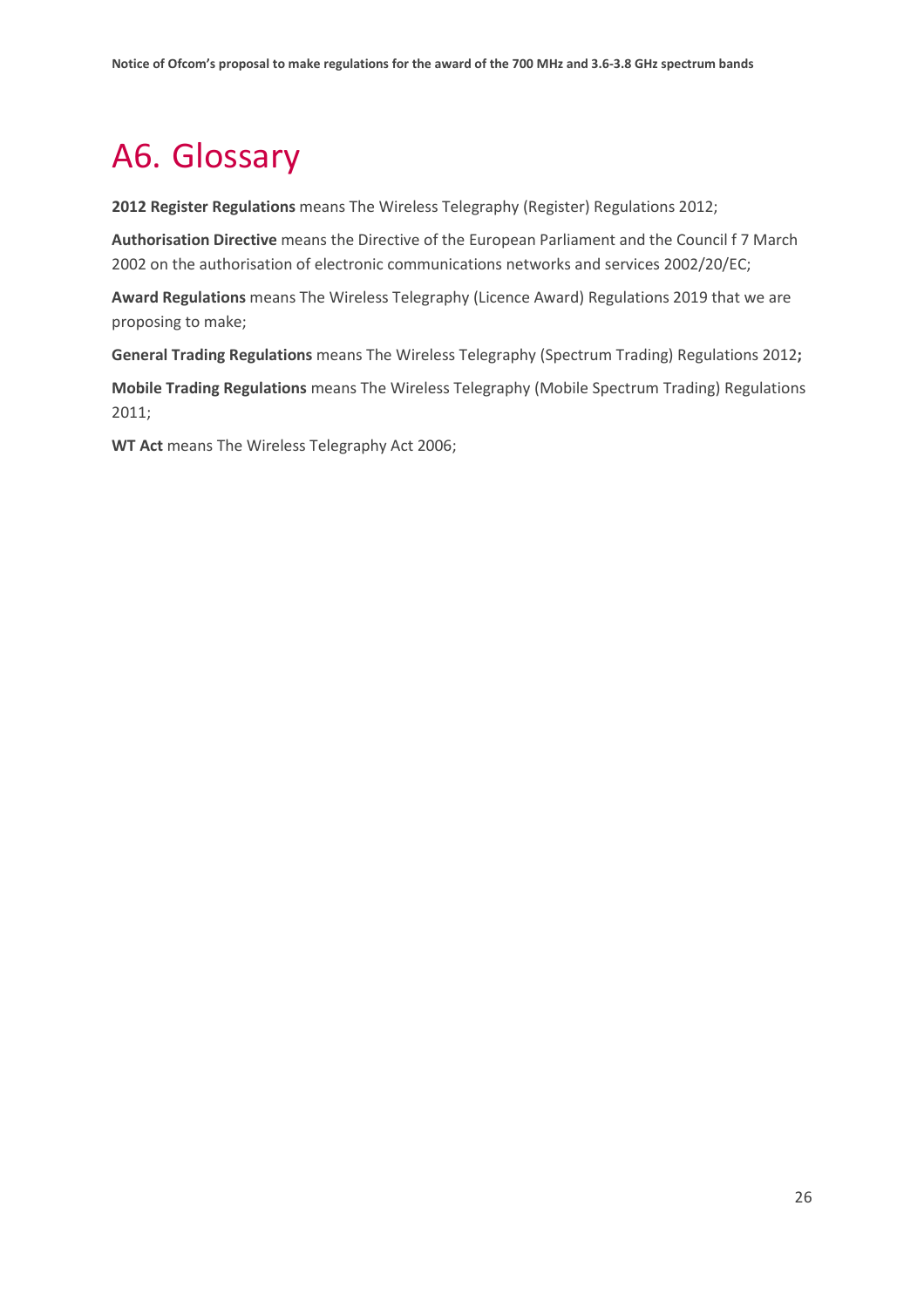# A6. Glossary

**2012 Register Regulations** means The Wireless Telegraphy (Register) Regulations 2012;

**Authorisation Directive** means the Directive of the European Parliament and the Council f 7 March 2002 on the authorisation of electronic communications networks and services 2002/20/EC;

**Award Regulations** means The Wireless Telegraphy (Licence Award) Regulations 2019 that we are proposing to make;

**General Trading Regulations** means The Wireless Telegraphy (Spectrum Trading) Regulations 2012**;**

**Mobile Trading Regulations** means The Wireless Telegraphy (Mobile Spectrum Trading) Regulations 2011;

**WT Act** means The Wireless Telegraphy Act 2006;